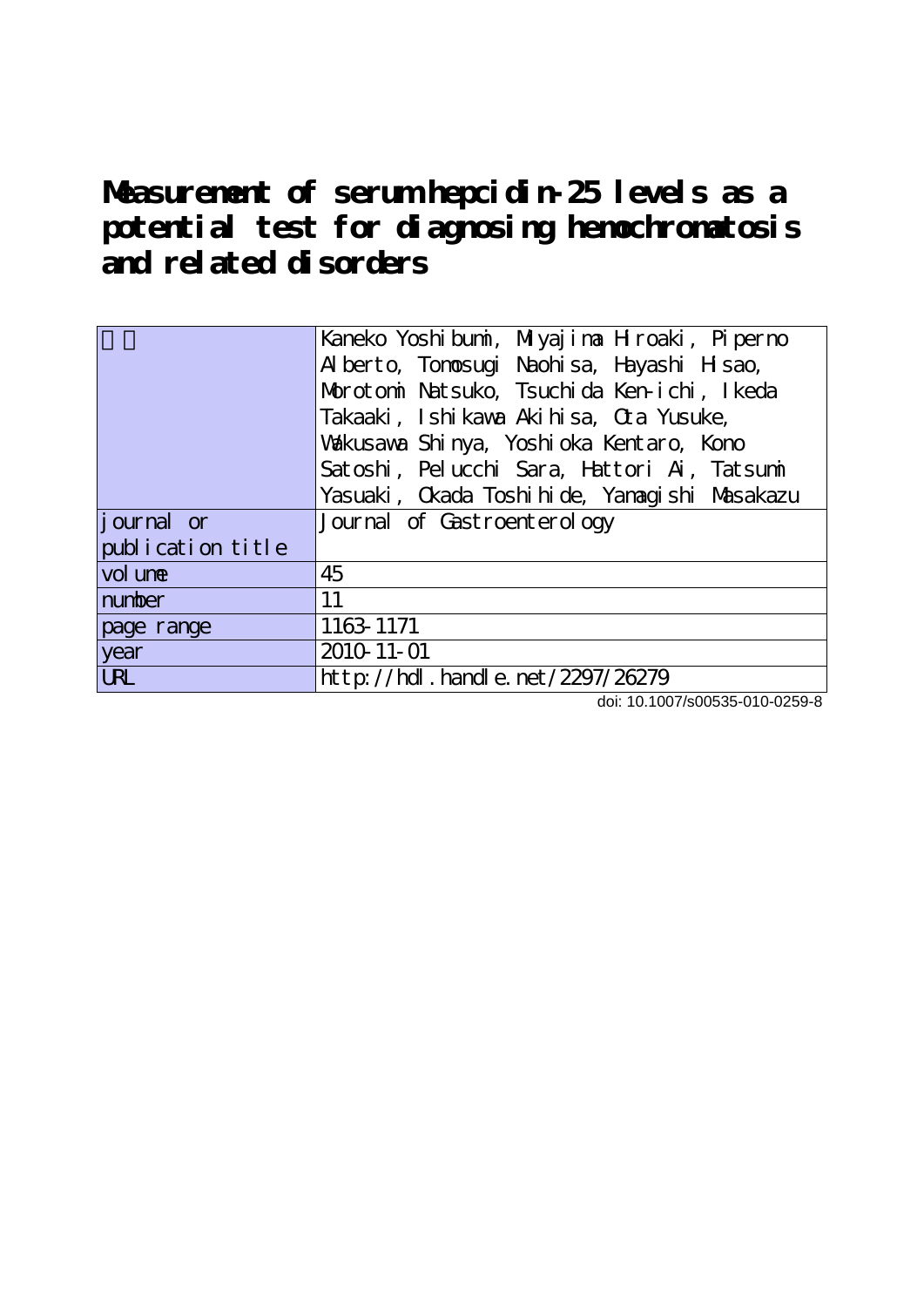# Measurement of serum hepcidin-25 levels as a potential test for diagnosing hemochromatosis and related disorders

| 著者 | Kaneko Yoshibumi, Miyajima Hiroaki, Piperno Alberto, Tomosugi Naohisa, Hayashi Hisao, Morotomi Natsuko, Tsuchida Ken-ichi, Ikeda Takaaki, Ishikawa Akihisa, Ota Yusuke, Wakusawa Shinya, Yoshioka Kentaro, Kono Satoshi, Pelucchi Sara, Hattori Ai, Tatsumi Yasuaki, Okada Toshihide, Yamagishi Masakazu |
|---|---|
| journal or publication title | Journal of Gastroenterology |
| volume | 45 |
| number | 11 |
| page range | 1163-1171 |
| year | 2010-11-01 |
| URL | http://hdl.handle.net/2297/26279 |

doi: 10.1007/s00535-010-0259-8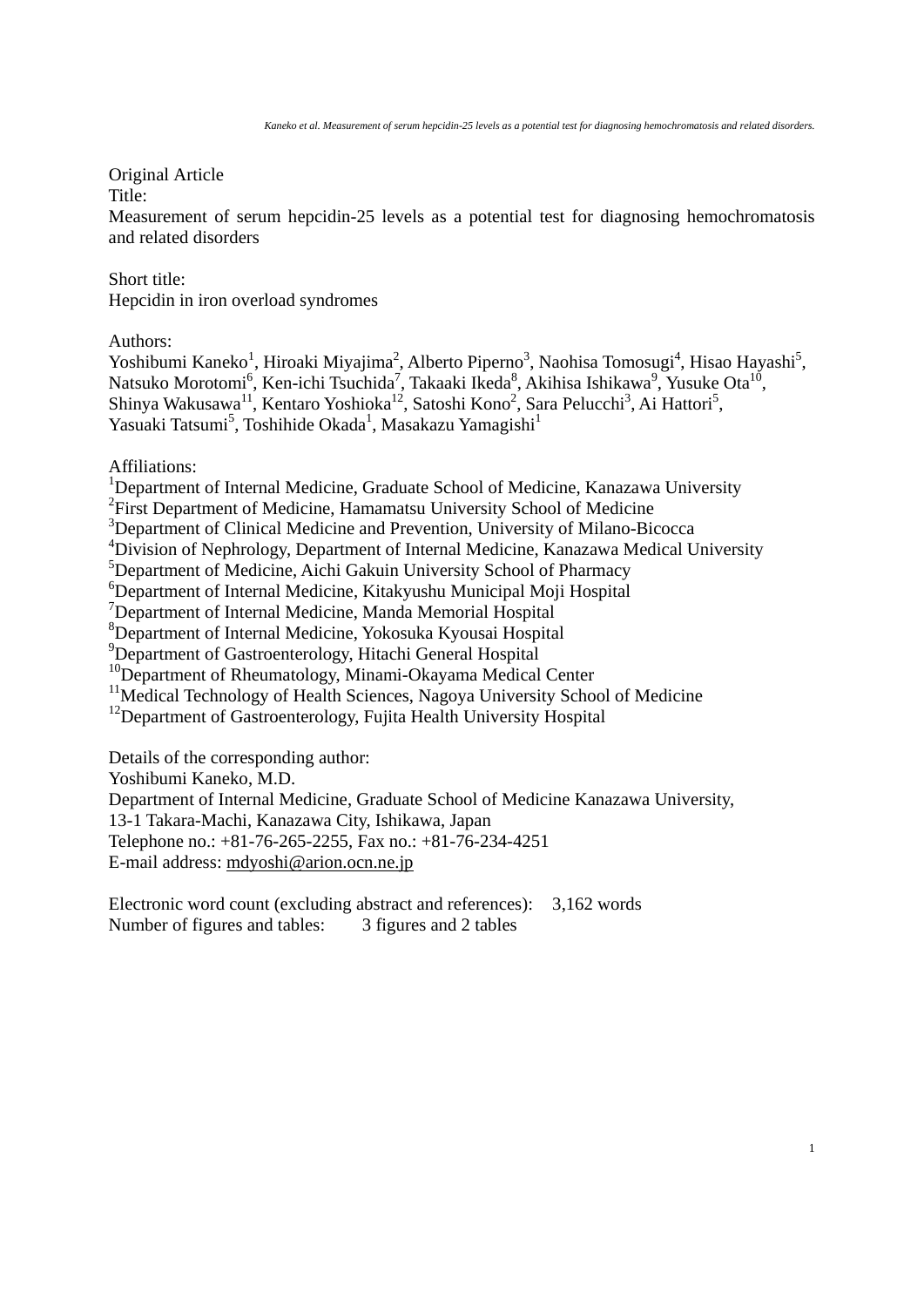Original Article

Title:

# Measurement of serum hepcidin-25 levels as a potential test for diagnosing hemochromatosis and related disorders

Short title:

Hepcidin in iron overload syndromes

Authors:

Yoshibumi Kaneko[1], Hiroaki Miyajima[2], Alberto Piperno[3], Naohisa Tomosugi[4], Hisao Hayashi[5], Natsuko Morotomi[6], Ken-ichi Tsuchida[7], Takaaki Ikeda[8], Akihisa Ishikawa[9], Yusuke Ota[10], Shinya Wakusawa[11], Kentaro Yoshioka[12], Satoshi Kono[2], Sara Pelucchi[3], Ai Hattori[5], Yasuaki Tatsumi[5], Toshihide Okada[1], Masakazu Yamagishi[1]

Affiliations:

[1]Department of Internal Medicine, Graduate School of Medicine, Kanazawa University
[2]First Department of Medicine, Hamamatsu University School of Medicine
[3]Department of Clinical Medicine and Prevention, University of Milano-Bicocca
[4]Division of Nephrology, Department of Internal Medicine, Kanazawa Medical University
[5]Department of Medicine, Aichi Gakuin University School of Pharmacy
[6]Department of Internal Medicine, Kitakyushu Municipal Moji Hospital
[7]Department of Internal Medicine, Manda Memorial Hospital
[8]Department of Internal Medicine, Yokosuka Kyousai Hospital
[9]Department of Gastroenterology, Hitachi General Hospital
[10]Department of Rheumatology, Minami-Okayama Medical Center
[11]Medical Technology of Health Sciences, Nagoya University School of Medicine
[12]Department of Gastroenterology, Fujita Health University Hospital

Details of the corresponding author:

Yoshibumi Kaneko, M.D.
Department of Internal Medicine, Graduate School of Medicine Kanazawa University,
13-1 Takara-Machi, Kanazawa City, Ishikawa, Japan
Telephone no.: +81-76-265-2255, Fax no.: +81-76-234-4251
E-mail address: mdyoshi@arion.ocn.ne.jp

Electronic word count (excluding abstract and references): 3,162 words
Number of figures and tables: 3 figures and 2 tables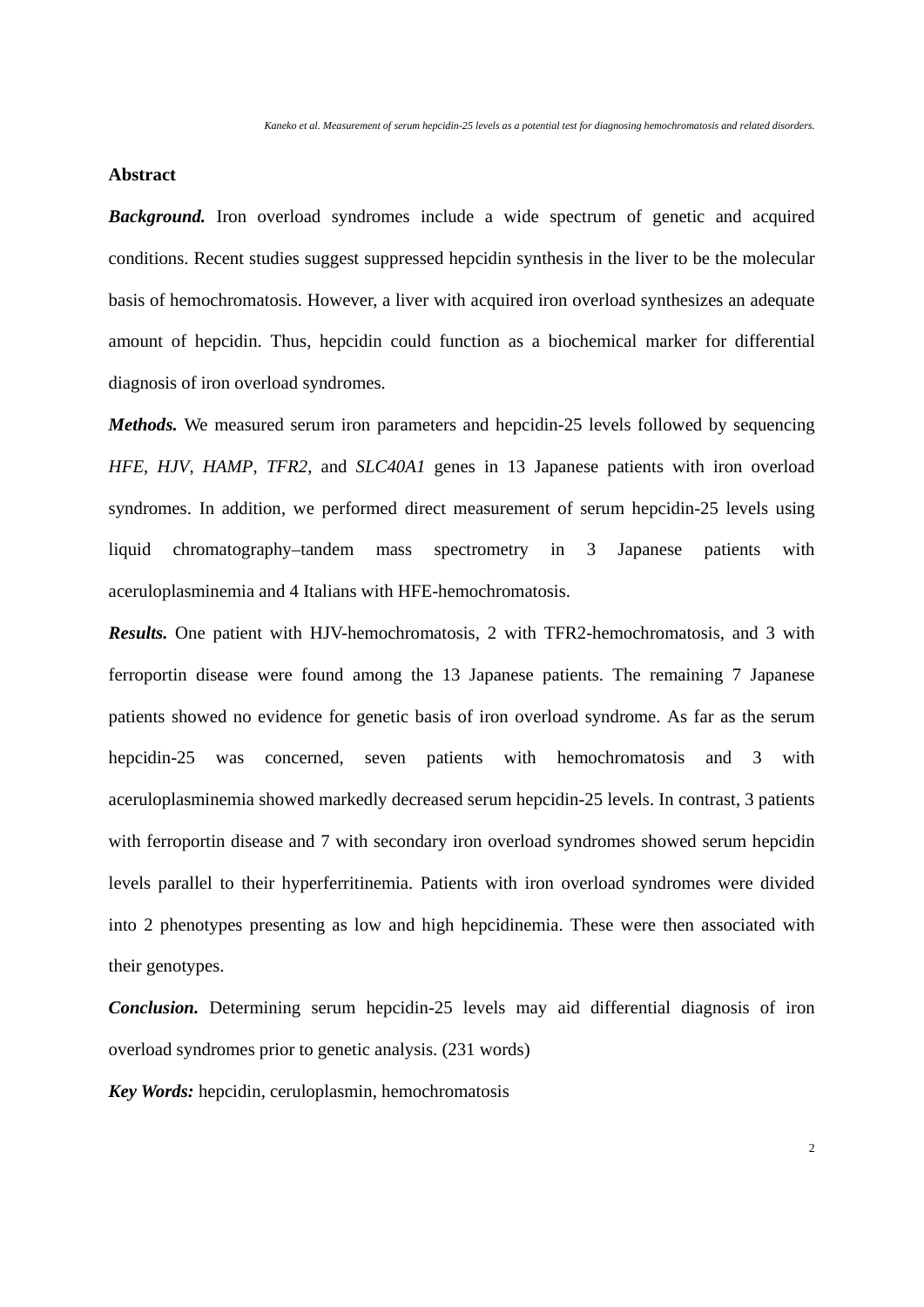## Abstract

***Background.*** Iron overload syndromes include a wide spectrum of genetic and acquired conditions. Recent studies suggest suppressed hepcidin synthesis in the liver to be the molecular basis of hemochromatosis. However, a liver with acquired iron overload synthesizes an adequate amount of hepcidin. Thus, hepcidin could function as a biochemical marker for differential diagnosis of iron overload syndromes.

***Methods.*** We measured serum iron parameters and hepcidin-25 levels followed by sequencing *HFE*, *HJV*, *HAMP*, *TFR2*, and *SLC40A1* genes in 13 Japanese patients with iron overload syndromes. In addition, we performed direct measurement of serum hepcidin-25 levels using liquid chromatography–tandem mass spectrometry in 3 Japanese patients with aceruloplasminemia and 4 Italians with HFE-hemochromatosis.

***Results.*** One patient with HJV-hemochromatosis, 2 with TFR2-hemochromatosis, and 3 with ferroportin disease were found among the 13 Japanese patients. The remaining 7 Japanese patients showed no evidence for genetic basis of iron overload syndrome. As far as the serum hepcidin-25 was concerned, seven patients with hemochromatosis and 3 with aceruloplasminemia showed markedly decreased serum hepcidin-25 levels. In contrast, 3 patients with ferroportin disease and 7 with secondary iron overload syndromes showed serum hepcidin levels parallel to their hyperferritinemia. Patients with iron overload syndromes were divided into 2 phenotypes presenting as low and high hepcidinemia. These were then associated with their genotypes.

***Conclusion.*** Determining serum hepcidin-25 levels may aid differential diagnosis of iron overload syndromes prior to genetic analysis. (231 words)

***Key Words:*** hepcidin, ceruloplasmin, hemochromatosis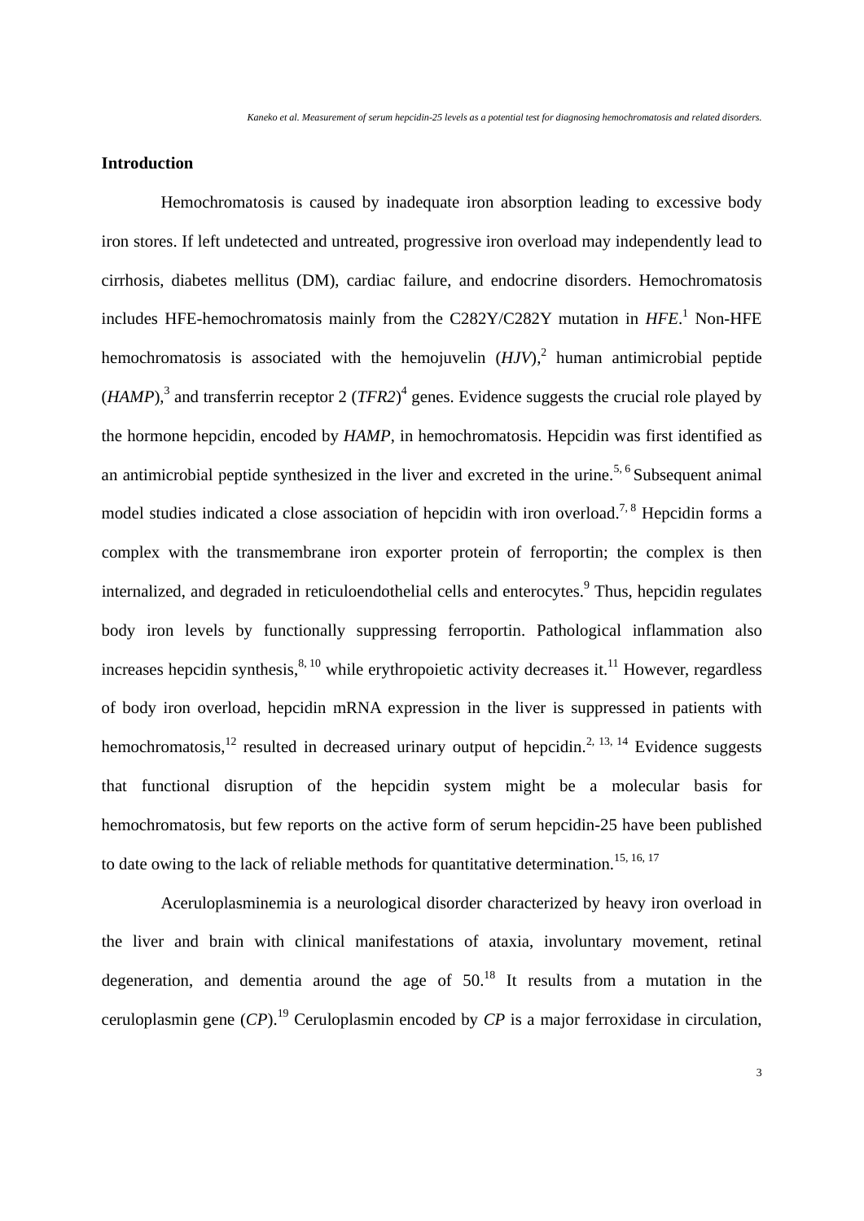## Introduction

Hemochromatosis is caused by inadequate iron absorption leading to excessive body iron stores. If left undetected and untreated, progressive iron overload may independently lead to cirrhosis, diabetes mellitus (DM), cardiac failure, and endocrine disorders. Hemochromatosis includes HFE-hemochromatosis mainly from the C282Y/C282Y mutation in *HFE*.[1] Non-HFE hemochromatosis is associated with the hemojuvelin (*HJV*),[2] human antimicrobial peptide (*HAMP*),[3] and transferrin receptor 2 (*TFR2*)[4] genes. Evidence suggests the crucial role played by the hormone hepcidin, encoded by *HAMP*, in hemochromatosis. Hepcidin was first identified as an antimicrobial peptide synthesized in the liver and excreted in the urine.[5, 6] Subsequent animal model studies indicated a close association of hepcidin with iron overload.[7, 8] Hepcidin forms a complex with the transmembrane iron exporter protein of ferroportin; the complex is then internalized, and degraded in reticuloendothelial cells and enterocytes.[9] Thus, hepcidin regulates body iron levels by functionally suppressing ferroportin. Pathological inflammation also increases hepcidin synthesis,[8, 10] while erythropoietic activity decreases it.[11] However, regardless of body iron overload, hepcidin mRNA expression in the liver is suppressed in patients with hemochromatosis,[12] resulted in decreased urinary output of hepcidin.[2, 13, 14] Evidence suggests that functional disruption of the hepcidin system might be a molecular basis for hemochromatosis, but few reports on the active form of serum hepcidin-25 have been published to date owing to the lack of reliable methods for quantitative determination.[15, 16, 17]

Aceruloplasminemia is a neurological disorder characterized by heavy iron overload in the liver and brain with clinical manifestations of ataxia, involuntary movement, retinal degeneration, and dementia around the age of 50.[18] It results from a mutation in the ceruloplasmin gene (*CP*).[19] Ceruloplasmin encoded by *CP* is a major ferroxidase in circulation,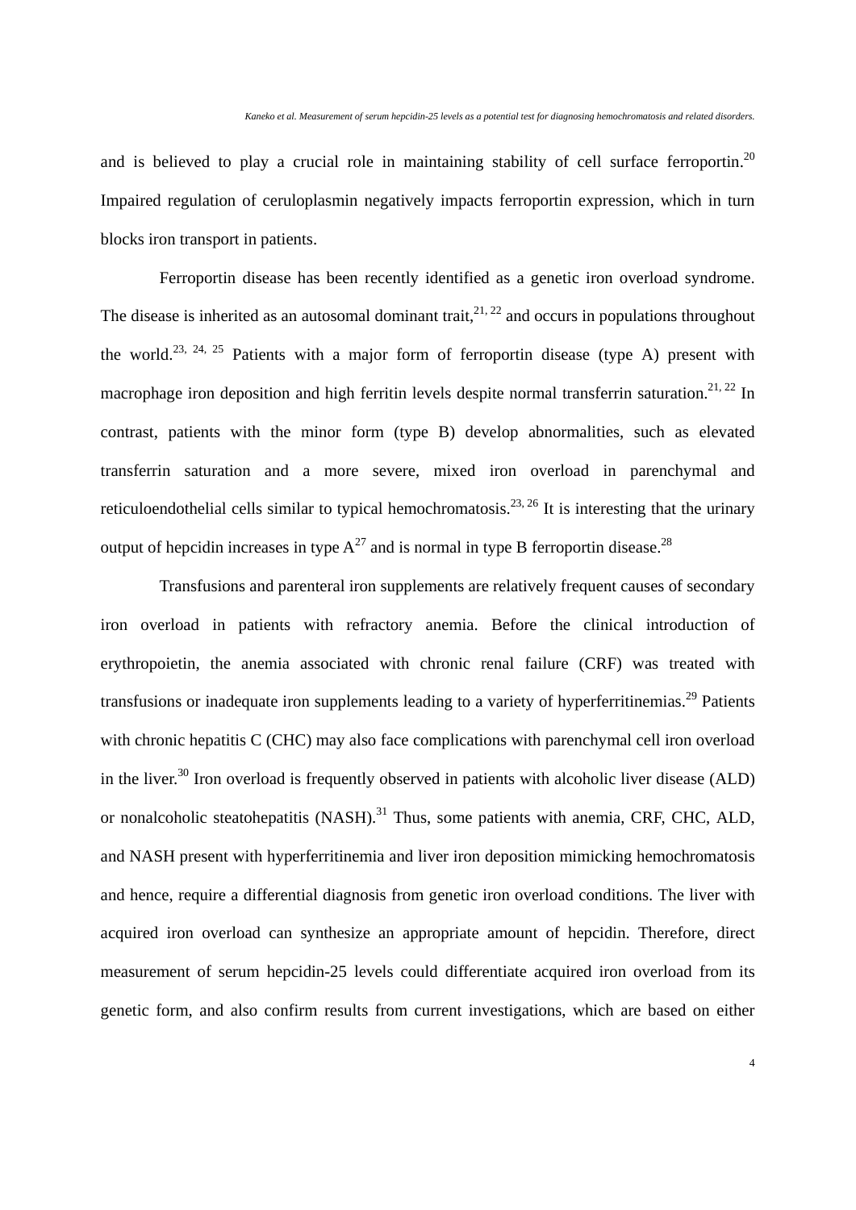and is believed to play a crucial role in maintaining stability of cell surface ferroportin.[20] Impaired regulation of ceruloplasmin negatively impacts ferroportin expression, which in turn blocks iron transport in patients.

Ferroportin disease has been recently identified as a genetic iron overload syndrome. The disease is inherited as an autosomal dominant trait,[21, 22] and occurs in populations throughout the world.[23, 24, 25] Patients with a major form of ferroportin disease (type A) present with macrophage iron deposition and high ferritin levels despite normal transferrin saturation.[21, 22] In contrast, patients with the minor form (type B) develop abnormalities, such as elevated transferrin saturation and a more severe, mixed iron overload in parenchymal and reticuloendothelial cells similar to typical hemochromatosis.[23, 26] It is interesting that the urinary output of hepcidin increases in type A[27] and is normal in type B ferroportin disease.[28]

Transfusions and parenteral iron supplements are relatively frequent causes of secondary iron overload in patients with refractory anemia. Before the clinical introduction of erythropoietin, the anemia associated with chronic renal failure (CRF) was treated with transfusions or inadequate iron supplements leading to a variety of hyperferritinemias.[29] Patients with chronic hepatitis C (CHC) may also face complications with parenchymal cell iron overload in the liver.[30] Iron overload is frequently observed in patients with alcoholic liver disease (ALD) or nonalcoholic steatohepatitis (NASH).[31] Thus, some patients with anemia, CRF, CHC, ALD, and NASH present with hyperferritinemia and liver iron deposition mimicking hemochromatosis and hence, require a differential diagnosis from genetic iron overload conditions. The liver with acquired iron overload can synthesize an appropriate amount of hepcidin. Therefore, direct measurement of serum hepcidin-25 levels could differentiate acquired iron overload from its genetic form, and also confirm results from current investigations, which are based on either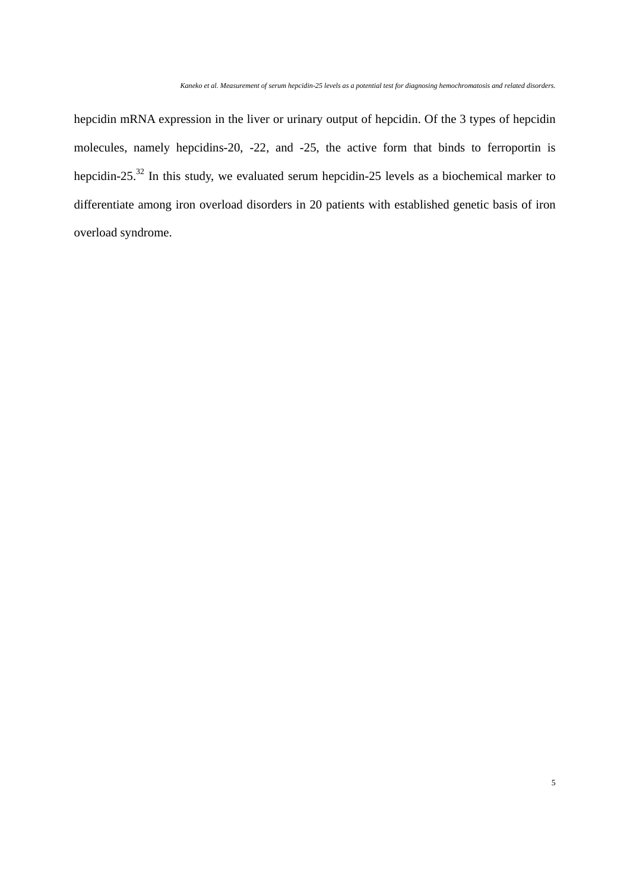hepcidin mRNA expression in the liver or urinary output of hepcidin. Of the 3 types of hepcidin molecules, namely hepcidins-20, -22, and -25, the active form that binds to ferroportin is hepcidin-25.[32] In this study, we evaluated serum hepcidin-25 levels as a biochemical marker to differentiate among iron overload disorders in 20 patients with established genetic basis of iron overload syndrome.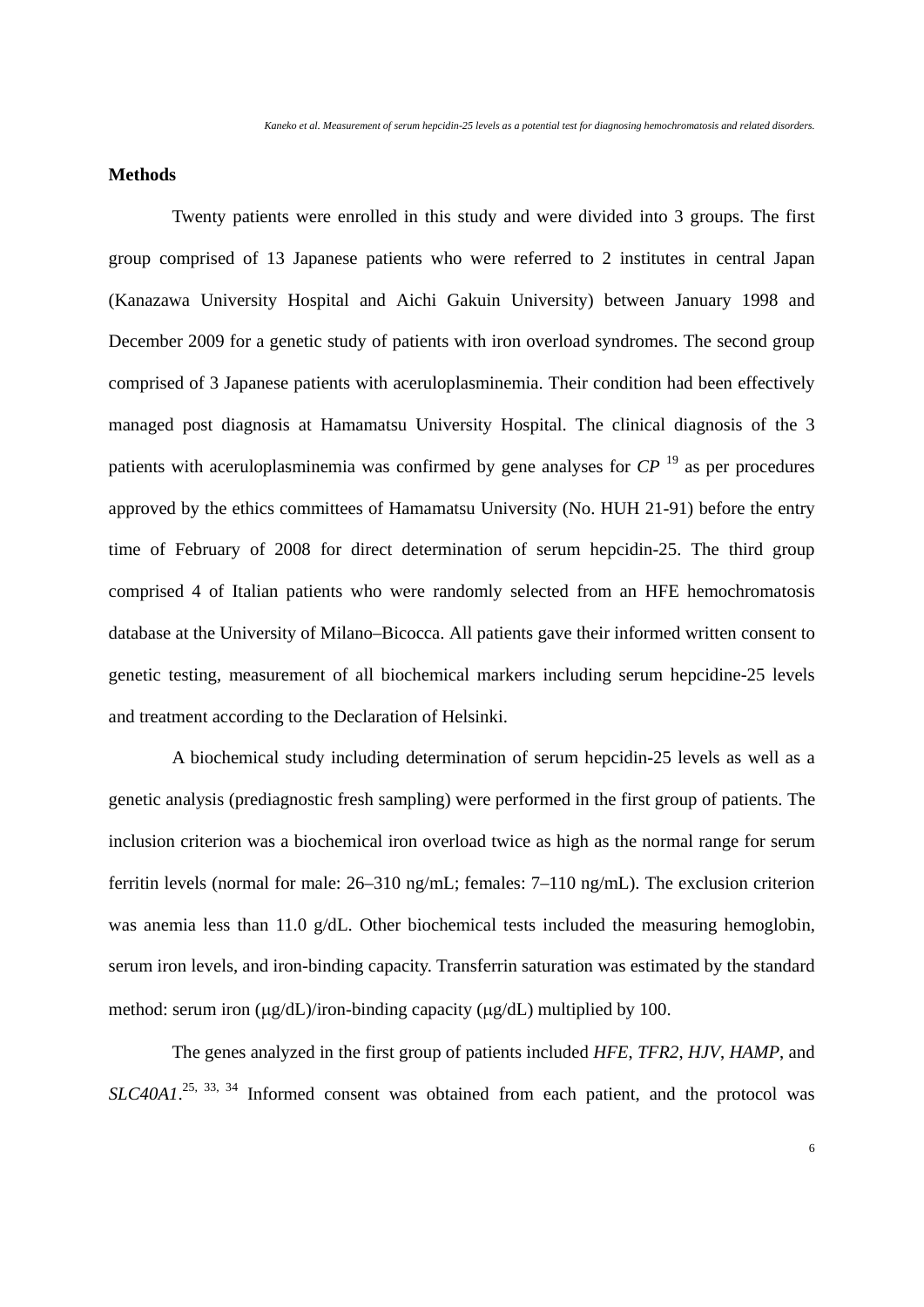**Methods**

Twenty patients were enrolled in this study and were divided into 3 groups. The first group comprised of 13 Japanese patients who were referred to 2 institutes in central Japan (Kanazawa University Hospital and Aichi Gakuin University) between January 1998 and December 2009 for a genetic study of patients with iron overload syndromes. The second group comprised of 3 Japanese patients with aceruloplasminemia. Their condition had been effectively managed post diagnosis at Hamamatsu University Hospital. The clinical diagnosis of the 3 patients with aceruloplasminemia was confirmed by gene analyses for *CP* [19] as per procedures approved by the ethics committees of Hamamatsu University (No. HUH 21-91) before the entry time of February of 2008 for direct determination of serum hepcidin-25. The third group comprised 4 of Italian patients who were randomly selected from an HFE hemochromatosis database at the University of Milano–Bicocca. All patients gave their informed written consent to genetic testing, measurement of all biochemical markers including serum hepcidine-25 levels and treatment according to the Declaration of Helsinki.

A biochemical study including determination of serum hepcidin-25 levels as well as a genetic analysis (prediagnostic fresh sampling) were performed in the first group of patients. The inclusion criterion was a biochemical iron overload twice as high as the normal range for serum ferritin levels (normal for male: 26–310 ng/mL; females: 7–110 ng/mL). The exclusion criterion was anemia less than 11.0 g/dL. Other biochemical tests included the measuring hemoglobin, serum iron levels, and iron-binding capacity. Transferrin saturation was estimated by the standard method: serum iron (μg/dL)/iron-binding capacity (μg/dL) multiplied by 100.

The genes analyzed in the first group of patients included *HFE*, *TFR2*, *HJV*, *HAMP*, and *SLC40A1*.[25, 33, 34] Informed consent was obtained from each patient, and the protocol was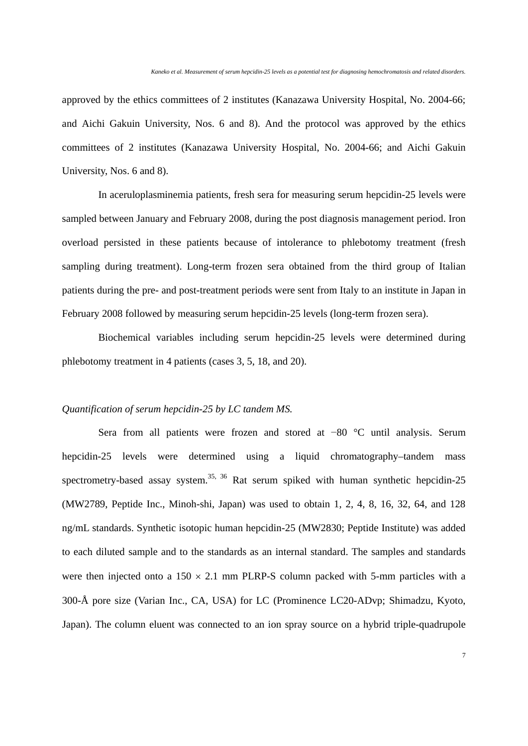approved by the ethics committees of 2 institutes (Kanazawa University Hospital, No. 2004-66; and Aichi Gakuin University, Nos. 6 and 8). And the protocol was approved by the ethics committees of 2 institutes (Kanazawa University Hospital, No. 2004-66; and Aichi Gakuin University, Nos. 6 and 8).

In aceruloplasminemia patients, fresh sera for measuring serum hepcidin-25 levels were sampled between January and February 2008, during the post diagnosis management period. Iron overload persisted in these patients because of intolerance to phlebotomy treatment (fresh sampling during treatment). Long-term frozen sera obtained from the third group of Italian patients during the pre- and post-treatment periods were sent from Italy to an institute in Japan in February 2008 followed by measuring serum hepcidin-25 levels (long-term frozen sera).

Biochemical variables including serum hepcidin-25 levels were determined during phlebotomy treatment in 4 patients (cases 3, 5, 18, and 20).

*Quantification of serum hepcidin-25 by LC tandem MS.*

Sera from all patients were frozen and stored at −80 °C until analysis. Serum hepcidin-25 levels were determined using a liquid chromatography–tandem mass spectrometry-based assay system.[35, 36] Rat serum spiked with human synthetic hepcidin-25 (MW2789, Peptide Inc., Minoh-shi, Japan) was used to obtain 1, 2, 4, 8, 16, 32, 64, and 128 ng/mL standards. Synthetic isotopic human hepcidin-25 (MW2830; Peptide Institute) was added to each diluted sample and to the standards as an internal standard. The samples and standards were then injected onto a 150 × 2.1 mm PLRP-S column packed with 5-mm particles with a 300-Å pore size (Varian Inc., CA, USA) for LC (Prominence LC20-ADvp; Shimadzu, Kyoto, Japan). The column eluent was connected to an ion spray source on a hybrid triple-quadrupole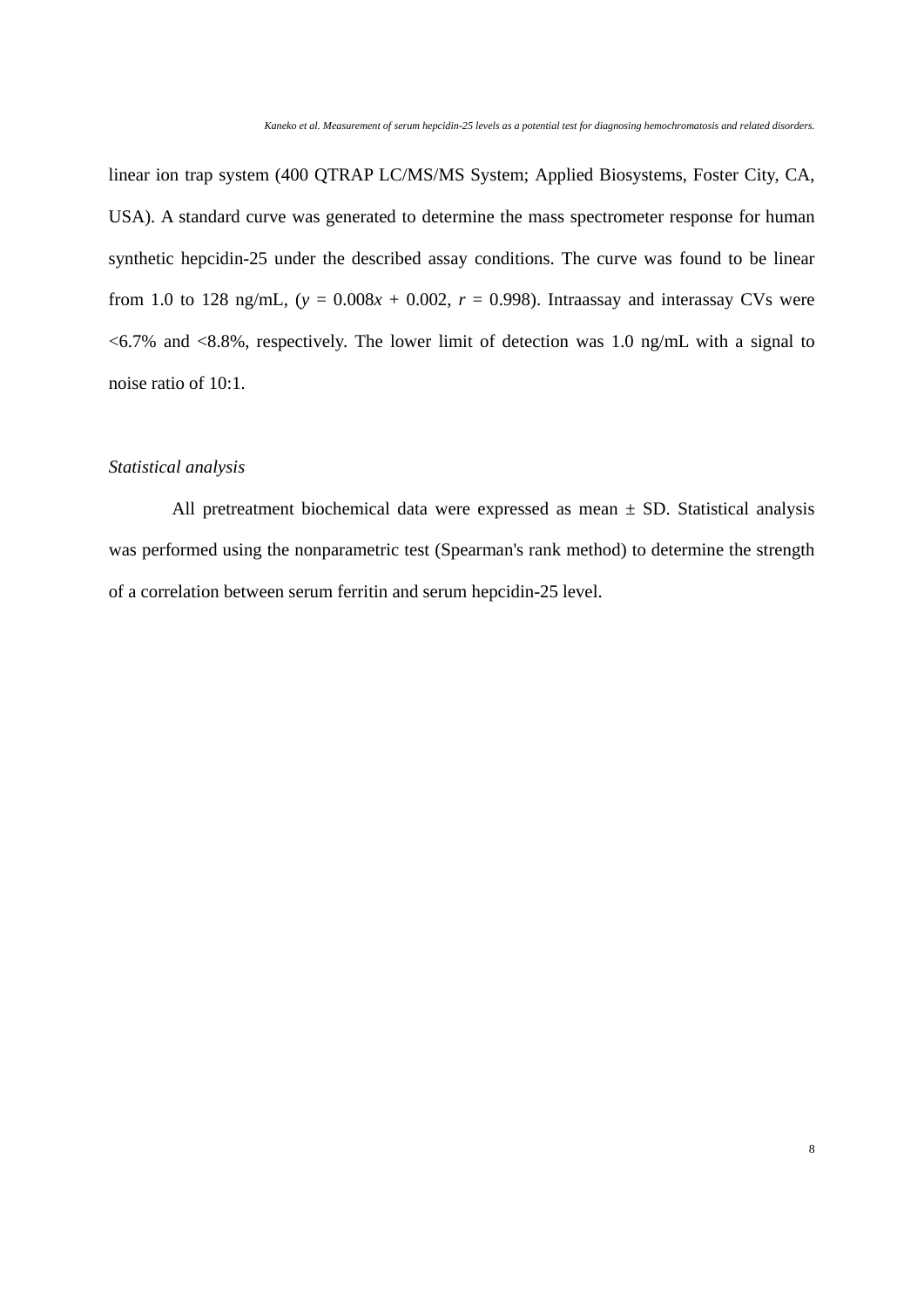linear ion trap system (400 QTRAP LC/MS/MS System; Applied Biosystems, Foster City, CA, USA). A standard curve was generated to determine the mass spectrometer response for human synthetic hepcidin-25 under the described assay conditions. The curve was found to be linear from 1.0 to 128 ng/mL, ($y = 0.008x + 0.002$, $r = 0.998$). Intraassay and interassay CVs were <6.7% and <8.8%, respectively. The lower limit of detection was 1.0 ng/mL with a signal to noise ratio of 10:1.

*Statistical analysis*

All pretreatment biochemical data were expressed as mean ± SD. Statistical analysis was performed using the nonparametric test (Spearman's rank method) to determine the strength of a correlation between serum ferritin and serum hepcidin-25 level.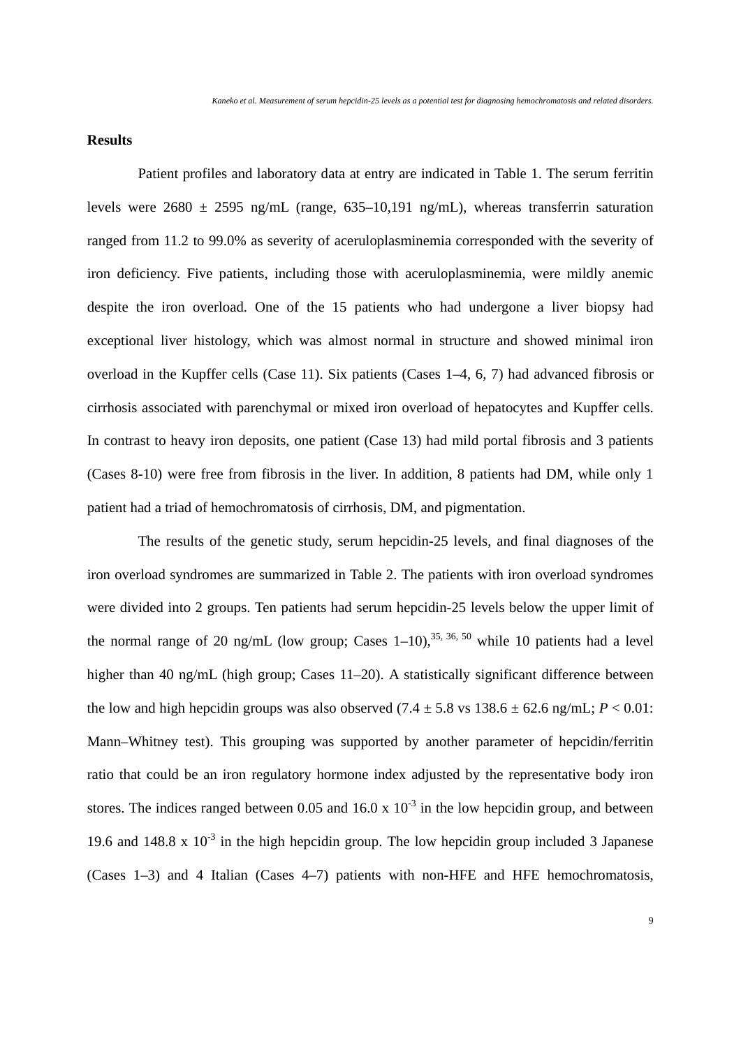## Results

Patient profiles and laboratory data at entry are indicated in Table 1. The serum ferritin levels were 2680 ± 2595 ng/mL (range, 635–10,191 ng/mL), whereas transferrin saturation ranged from 11.2 to 99.0% as severity of aceruloplasminemia corresponded with the severity of iron deficiency. Five patients, including those with aceruloplasminemia, were mildly anemic despite the iron overload. One of the 15 patients who had undergone a liver biopsy had exceptional liver histology, which was almost normal in structure and showed minimal iron overload in the Kupffer cells (Case 11). Six patients (Cases 1–4, 6, 7) had advanced fibrosis or cirrhosis associated with parenchymal or mixed iron overload of hepatocytes and Kupffer cells. In contrast to heavy iron deposits, one patient (Case 13) had mild portal fibrosis and 3 patients (Cases 8-10) were free from fibrosis in the liver. In addition, 8 patients had DM, while only 1 patient had a triad of hemochromatosis of cirrhosis, DM, and pigmentation.

The results of the genetic study, serum hepcidin-25 levels, and final diagnoses of the iron overload syndromes are summarized in Table 2. The patients with iron overload syndromes were divided into 2 groups. Ten patients had serum hepcidin-25 levels below the upper limit of the normal range of 20 ng/mL (low group; Cases 1–10),[35, 36, 50] while 10 patients had a level higher than 40 ng/mL (high group; Cases 11–20). A statistically significant difference between the low and high hepcidin groups was also observed (7.4 ± 5.8 vs 138.6 ± 62.6 ng/mL; $P < 0.01$: Mann–Whitney test). This grouping was supported by another parameter of hepcidin/ferritin ratio that could be an iron regulatory hormone index adjusted by the representative body iron stores. The indices ranged between 0.05 and 16.0 x $10^{-3}$ in the low hepcidin group, and between 19.6 and 148.8 x $10^{-3}$ in the high hepcidin group. The low hepcidin group included 3 Japanese (Cases 1–3) and 4 Italian (Cases 4–7) patients with non-HFE and HFE hemochromatosis,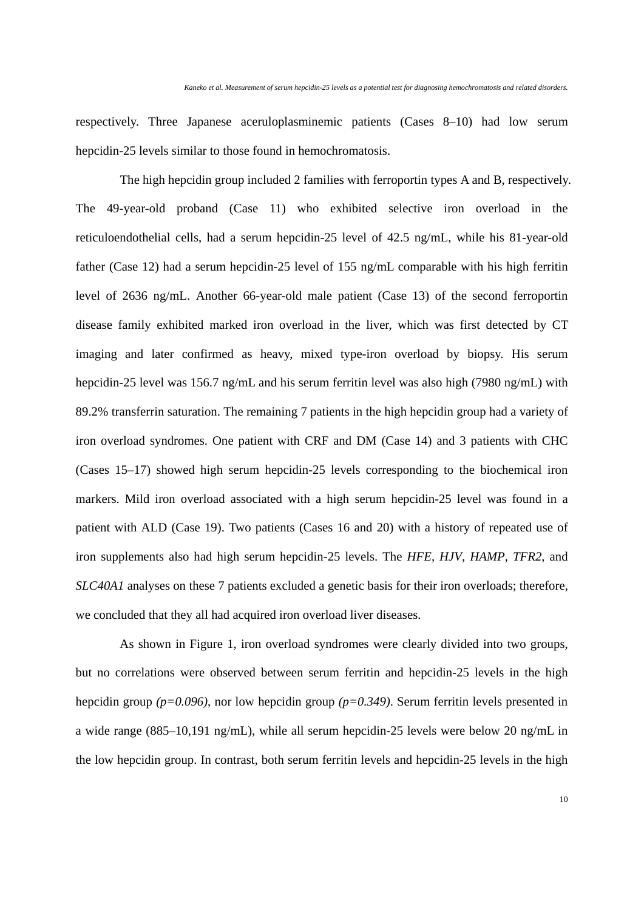respectively. Three Japanese aceruloplasminemic patients (Cases 8–10) had low serum hepcidin-25 levels similar to those found in hemochromatosis.

The high hepcidin group included 2 families with ferroportin types A and B, respectively. The 49-year-old proband (Case 11) who exhibited selective iron overload in the reticuloendothelial cells, had a serum hepcidin-25 level of 42.5 ng/mL, while his 81-year-old father (Case 12) had a serum hepcidin-25 level of 155 ng/mL comparable with his high ferritin level of 2636 ng/mL. Another 66-year-old male patient (Case 13) of the second ferroportin disease family exhibited marked iron overload in the liver, which was first detected by CT imaging and later confirmed as heavy, mixed type-iron overload by biopsy. His serum hepcidin-25 level was 156.7 ng/mL and his serum ferritin level was also high (7980 ng/mL) with 89.2% transferrin saturation. The remaining 7 patients in the high hepcidin group had a variety of iron overload syndromes. One patient with CRF and DM (Case 14) and 3 patients with CHC (Cases 15–17) showed high serum hepcidin-25 levels corresponding to the biochemical iron markers. Mild iron overload associated with a high serum hepcidin-25 level was found in a patient with ALD (Case 19). Two patients (Cases 16 and 20) with a history of repeated use of iron supplements also had high serum hepcidin-25 levels. The *HFE*, *HJV*, *HAMP*, *TFR2*, and *SLC40A1* analyses on these 7 patients excluded a genetic basis for their iron overloads; therefore, we concluded that they all had acquired iron overload liver diseases.

As shown in Figure 1, iron overload syndromes were clearly divided into two groups, but no correlations were observed between serum ferritin and hepcidin-25 levels in the high hepcidin group *($p=0.096$)*, nor low hepcidin group *($p=0.349$)*. Serum ferritin levels presented in a wide range (885–10,191 ng/mL), while all serum hepcidin-25 levels were below 20 ng/mL in the low hepcidin group. In contrast, both serum ferritin levels and hepcidin-25 levels in the high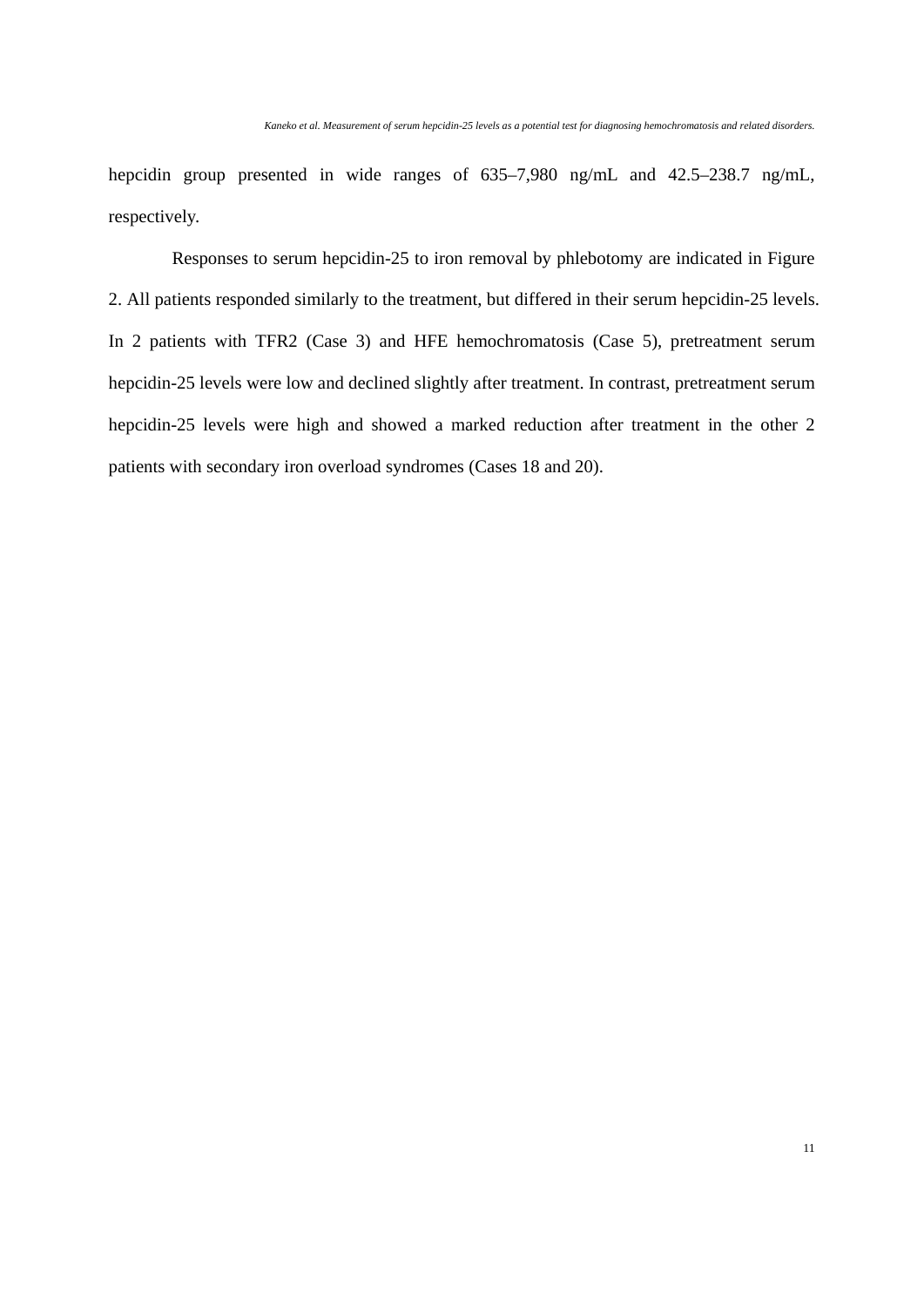hepcidin group presented in wide ranges of 635–7,980 ng/mL and 42.5–238.7 ng/mL, respectively.

Responses to serum hepcidin-25 to iron removal by phlebotomy are indicated in Figure 2. All patients responded similarly to the treatment, but differed in their serum hepcidin-25 levels. In 2 patients with TFR2 (Case 3) and HFE hemochromatosis (Case 5), pretreatment serum hepcidin-25 levels were low and declined slightly after treatment. In contrast, pretreatment serum hepcidin-25 levels were high and showed a marked reduction after treatment in the other 2 patients with secondary iron overload syndromes (Cases 18 and 20).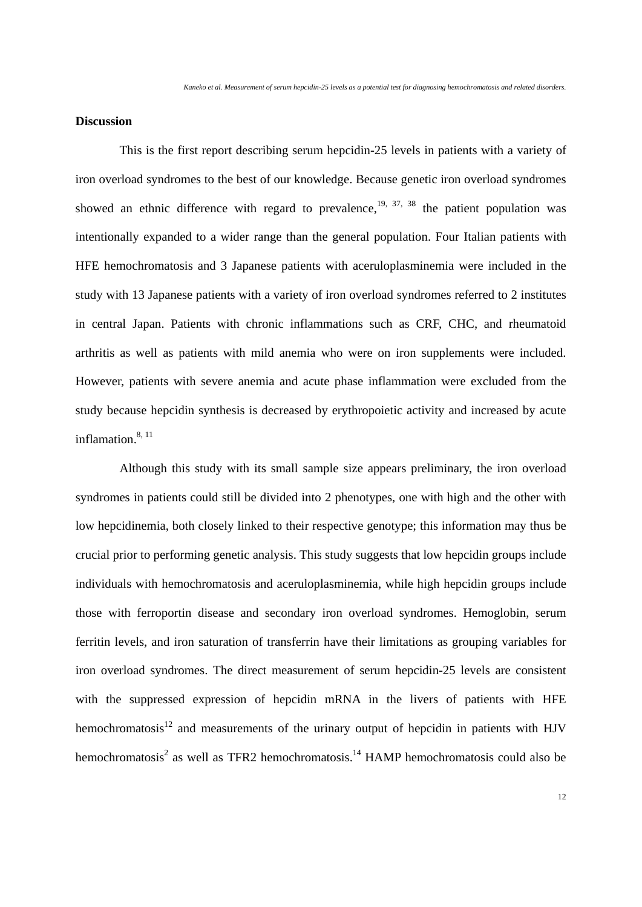## Discussion

This is the first report describing serum hepcidin-25 levels in patients with a variety of iron overload syndromes to the best of our knowledge. Because genetic iron overload syndromes showed an ethnic difference with regard to prevalence,[19, 37, 38] the patient population was intentionally expanded to a wider range than the general population. Four Italian patients with HFE hemochromatosis and 3 Japanese patients with aceruloplasminemia were included in the study with 13 Japanese patients with a variety of iron overload syndromes referred to 2 institutes in central Japan. Patients with chronic inflammations such as CRF, CHC, and rheumatoid arthritis as well as patients with mild anemia who were on iron supplements were included. However, patients with severe anemia and acute phase inflammation were excluded from the study because hepcidin synthesis is decreased by erythropoietic activity and increased by acute inflamation.[8, 11]

Although this study with its small sample size appears preliminary, the iron overload syndromes in patients could still be divided into 2 phenotypes, one with high and the other with low hepcidinemia, both closely linked to their respective genotype; this information may thus be crucial prior to performing genetic analysis. This study suggests that low hepcidin groups include individuals with hemochromatosis and aceruloplasminemia, while high hepcidin groups include those with ferroportin disease and secondary iron overload syndromes. Hemoglobin, serum ferritin levels, and iron saturation of transferrin have their limitations as grouping variables for iron overload syndromes. The direct measurement of serum hepcidin-25 levels are consistent with the suppressed expression of hepcidin mRNA in the livers of patients with HFE hemochromatosis[12] and measurements of the urinary output of hepcidin in patients with HJV hemochromatosis[2] as well as TFR2 hemochromatosis.[14] HAMP hemochromatosis could also be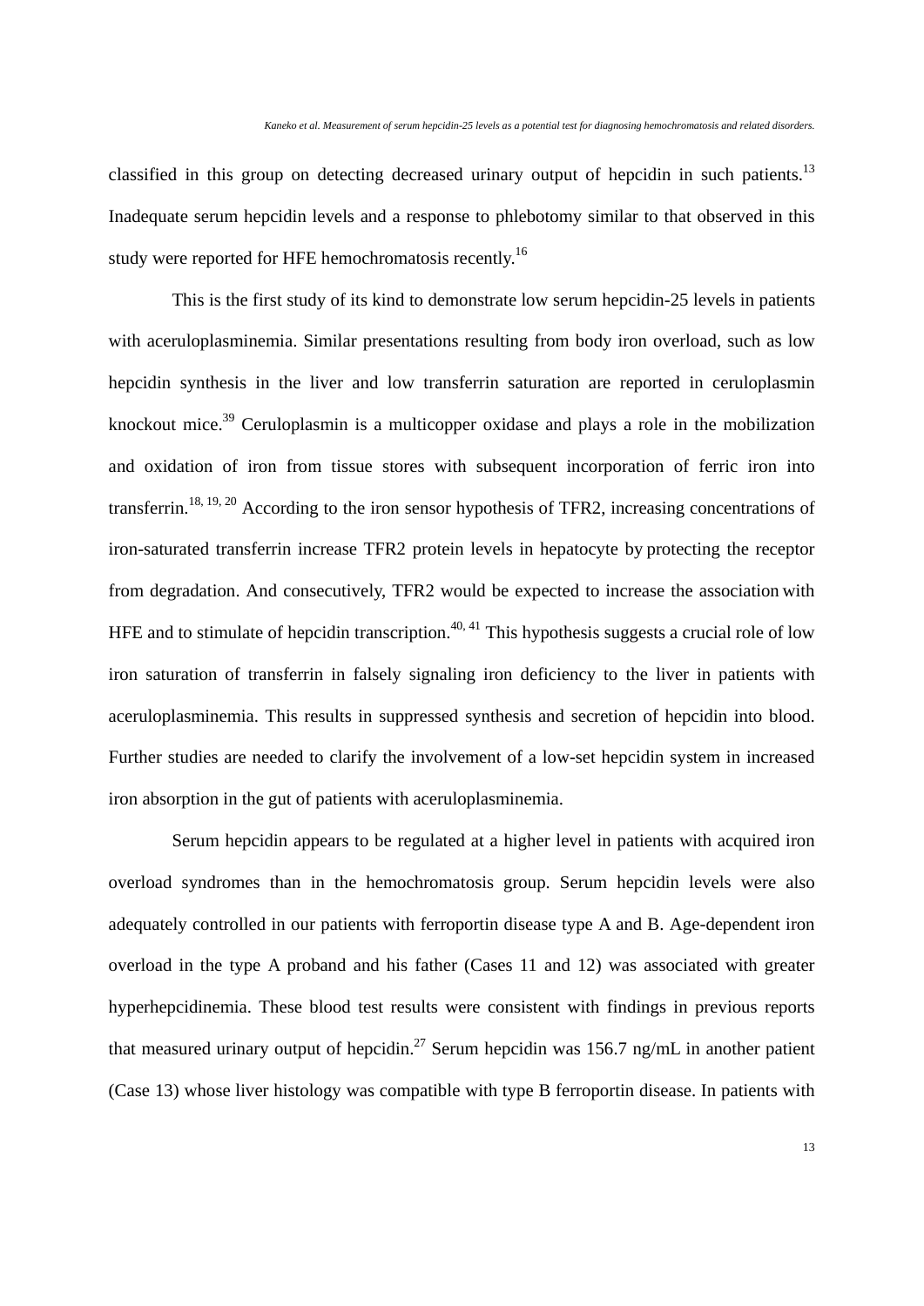classified in this group on detecting decreased urinary output of hepcidin in such patients.[13] Inadequate serum hepcidin levels and a response to phlebotomy similar to that observed in this study were reported for HFE hemochromatosis recently.[16]

This is the first study of its kind to demonstrate low serum hepcidin-25 levels in patients with aceruloplasminemia. Similar presentations resulting from body iron overload, such as low hepcidin synthesis in the liver and low transferrin saturation are reported in ceruloplasmin knockout mice.[39] Ceruloplasmin is a multicopper oxidase and plays a role in the mobilization and oxidation of iron from tissue stores with subsequent incorporation of ferric iron into transferrin.[18, 19, 20] According to the iron sensor hypothesis of TFR2, increasing concentrations of iron-saturated transferrin increase TFR2 protein levels in hepatocyte by protecting the receptor from degradation. And consecutively, TFR2 would be expected to increase the association with HFE and to stimulate of hepcidin transcription.[40, 41] This hypothesis suggests a crucial role of low iron saturation of transferrin in falsely signaling iron deficiency to the liver in patients with aceruloplasminemia. This results in suppressed synthesis and secretion of hepcidin into blood. Further studies are needed to clarify the involvement of a low-set hepcidin system in increased iron absorption in the gut of patients with aceruloplasminemia.

Serum hepcidin appears to be regulated at a higher level in patients with acquired iron overload syndromes than in the hemochromatosis group. Serum hepcidin levels were also adequately controlled in our patients with ferroportin disease type A and B. Age-dependent iron overload in the type A proband and his father (Cases 11 and 12) was associated with greater hyperhepcidinemia. These blood test results were consistent with findings in previous reports that measured urinary output of hepcidin.[27] Serum hepcidin was 156.7 ng/mL in another patient (Case 13) whose liver histology was compatible with type B ferroportin disease. In patients with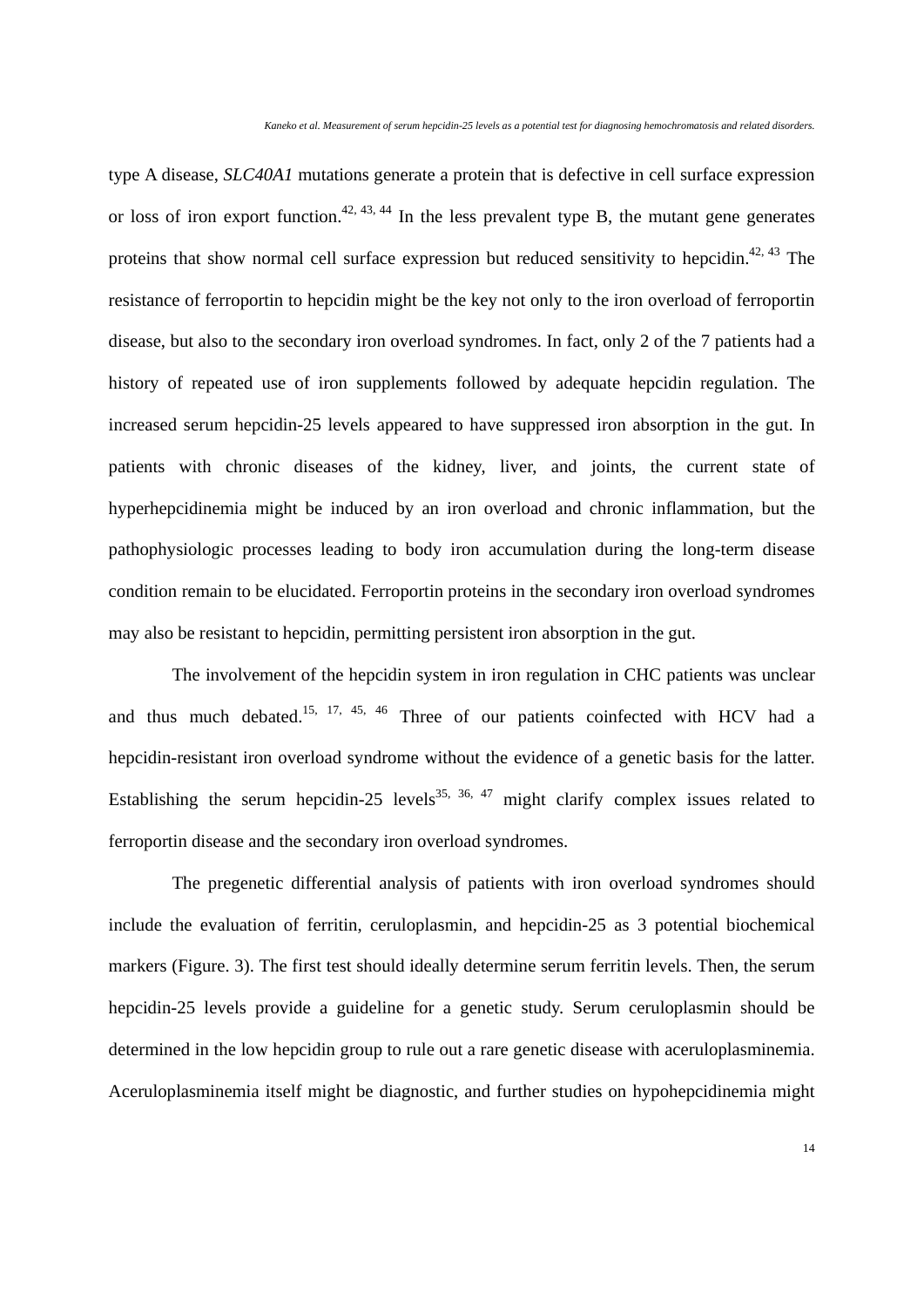type A disease, *SLC40A1* mutations generate a protein that is defective in cell surface expression or loss of iron export function.[42, 43, 44] In the less prevalent type B, the mutant gene generates proteins that show normal cell surface expression but reduced sensitivity to hepcidin.[42, 43] The resistance of ferroportin to hepcidin might be the key not only to the iron overload of ferroportin disease, but also to the secondary iron overload syndromes. In fact, only 2 of the 7 patients had a history of repeated use of iron supplements followed by adequate hepcidin regulation. The increased serum hepcidin-25 levels appeared to have suppressed iron absorption in the gut. In patients with chronic diseases of the kidney, liver, and joints, the current state of hyperhepcidinemia might be induced by an iron overload and chronic inflammation, but the pathophysiologic processes leading to body iron accumulation during the long-term disease condition remain to be elucidated. Ferroportin proteins in the secondary iron overload syndromes may also be resistant to hepcidin, permitting persistent iron absorption in the gut.

The involvement of the hepcidin system in iron regulation in CHC patients was unclear and thus much debated.[15, 17, 45, 46] Three of our patients coinfected with HCV had a hepcidin-resistant iron overload syndrome without the evidence of a genetic basis for the latter. Establishing the serum hepcidin-25 levels[35, 36, 47] might clarify complex issues related to ferroportin disease and the secondary iron overload syndromes.

The pregenetic differential analysis of patients with iron overload syndromes should include the evaluation of ferritin, ceruloplasmin, and hepcidin-25 as 3 potential biochemical markers (Figure. 3). The first test should ideally determine serum ferritin levels. Then, the serum hepcidin-25 levels provide a guideline for a genetic study. Serum ceruloplasmin should be determined in the low hepcidin group to rule out a rare genetic disease with aceruloplasminemia. Aceruloplasminemia itself might be diagnostic, and further studies on hypohepcidinemia might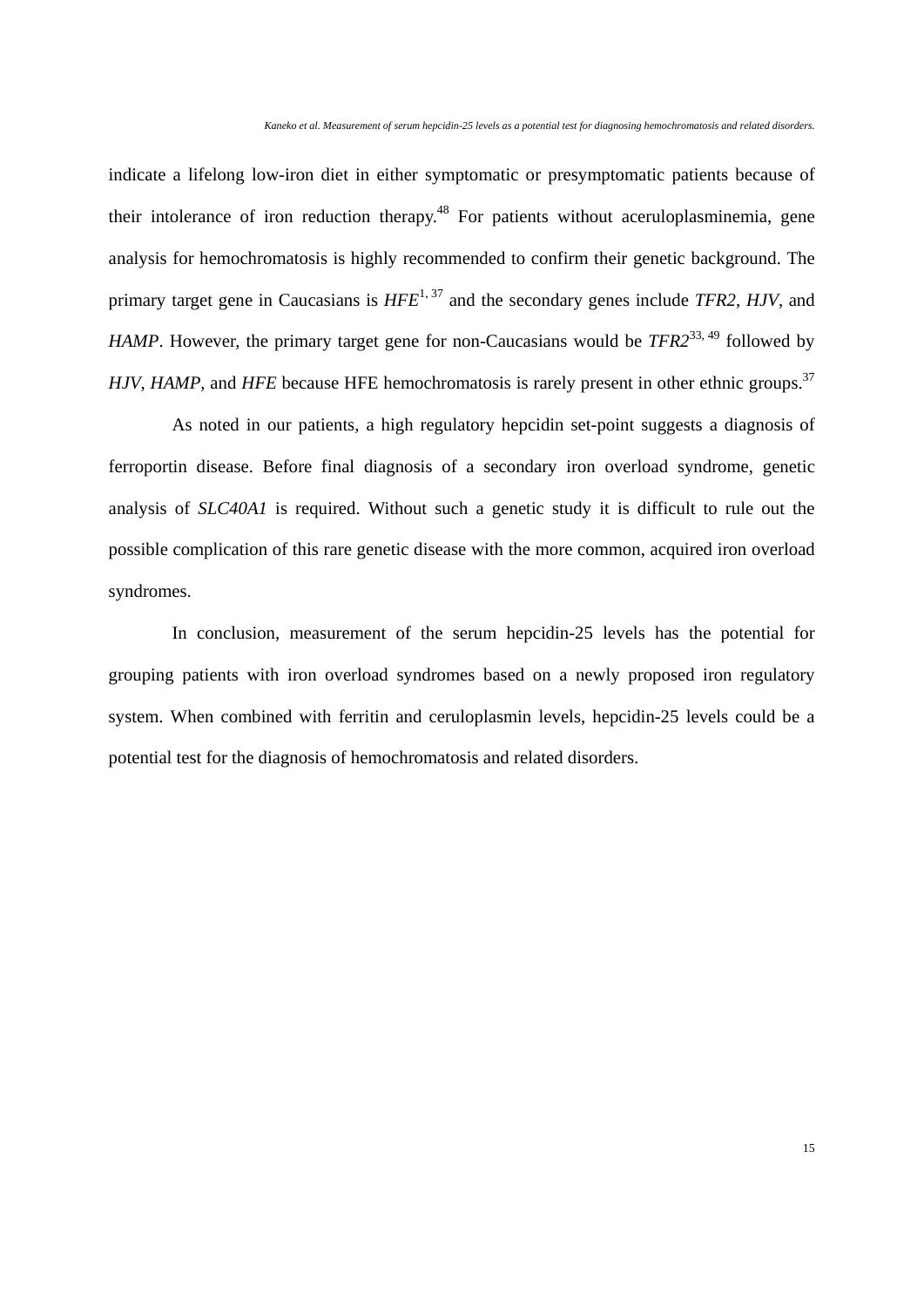indicate a lifelong low-iron diet in either symptomatic or presymptomatic patients because of their intolerance of iron reduction therapy.[48] For patients without aceruloplasminemia, gene analysis for hemochromatosis is highly recommended to confirm their genetic background. The primary target gene in Caucasians is *HFE*[1, 37] and the secondary genes include *TFR2*, *HJV*, and *HAMP*. However, the primary target gene for non-Caucasians would be *TFR2*[33, 49] followed by *HJV*, *HAMP*, and *HFE* because HFE hemochromatosis is rarely present in other ethnic groups.[37]

As noted in our patients, a high regulatory hepcidin set-point suggests a diagnosis of ferroportin disease. Before final diagnosis of a secondary iron overload syndrome, genetic analysis of *SLC40A1* is required. Without such a genetic study it is difficult to rule out the possible complication of this rare genetic disease with the more common, acquired iron overload syndromes.

In conclusion, measurement of the serum hepcidin-25 levels has the potential for grouping patients with iron overload syndromes based on a newly proposed iron regulatory system. When combined with ferritin and ceruloplasmin levels, hepcidin-25 levels could be a potential test for the diagnosis of hemochromatosis and related disorders.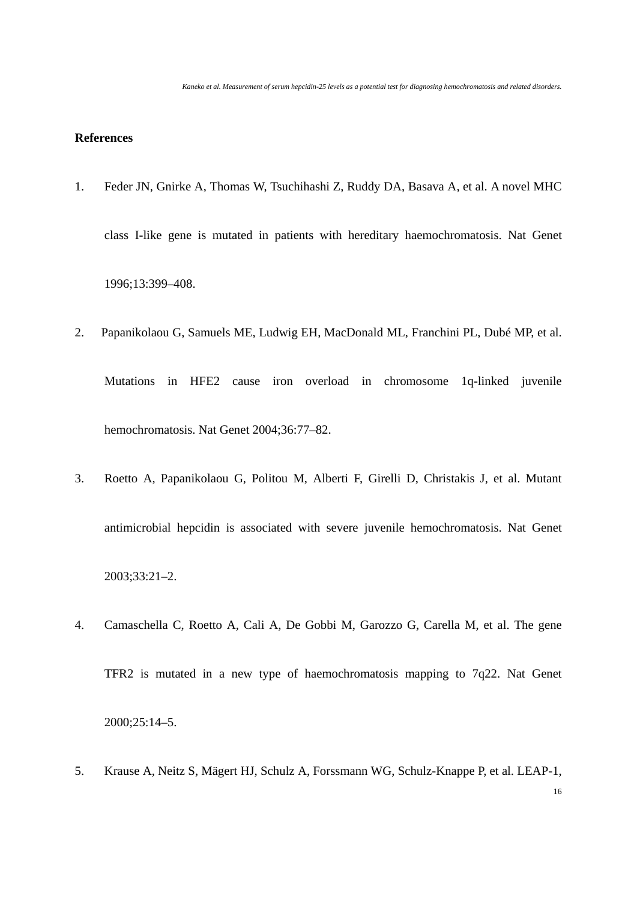**References**

1. Feder JN, Gnirke A, Thomas W, Tsuchihashi Z, Ruddy DA, Basava A, et al. A novel MHC class I-like gene is mutated in patients with hereditary haemochromatosis. Nat Genet 1996;13:399–408.

2. Papanikolaou G, Samuels ME, Ludwig EH, MacDonald ML, Franchini PL, Dubé MP, et al. Mutations in HFE2 cause iron overload in chromosome 1q-linked juvenile hemochromatosis. Nat Genet 2004;36:77–82.

3. Roetto A, Papanikolaou G, Politou M, Alberti F, Girelli D, Christakis J, et al. Mutant antimicrobial hepcidin is associated with severe juvenile hemochromatosis. Nat Genet 2003;33:21–2.

4. Camaschella C, Roetto A, Cali A, De Gobbi M, Garozzo G, Carella M, et al. The gene TFR2 is mutated in a new type of haemochromatosis mapping to 7q22. Nat Genet 2000;25:14–5.

5. Krause A, Neitz S, Mägert HJ, Schulz A, Forssmann WG, Schulz-Knappe P, et al. LEAP-1,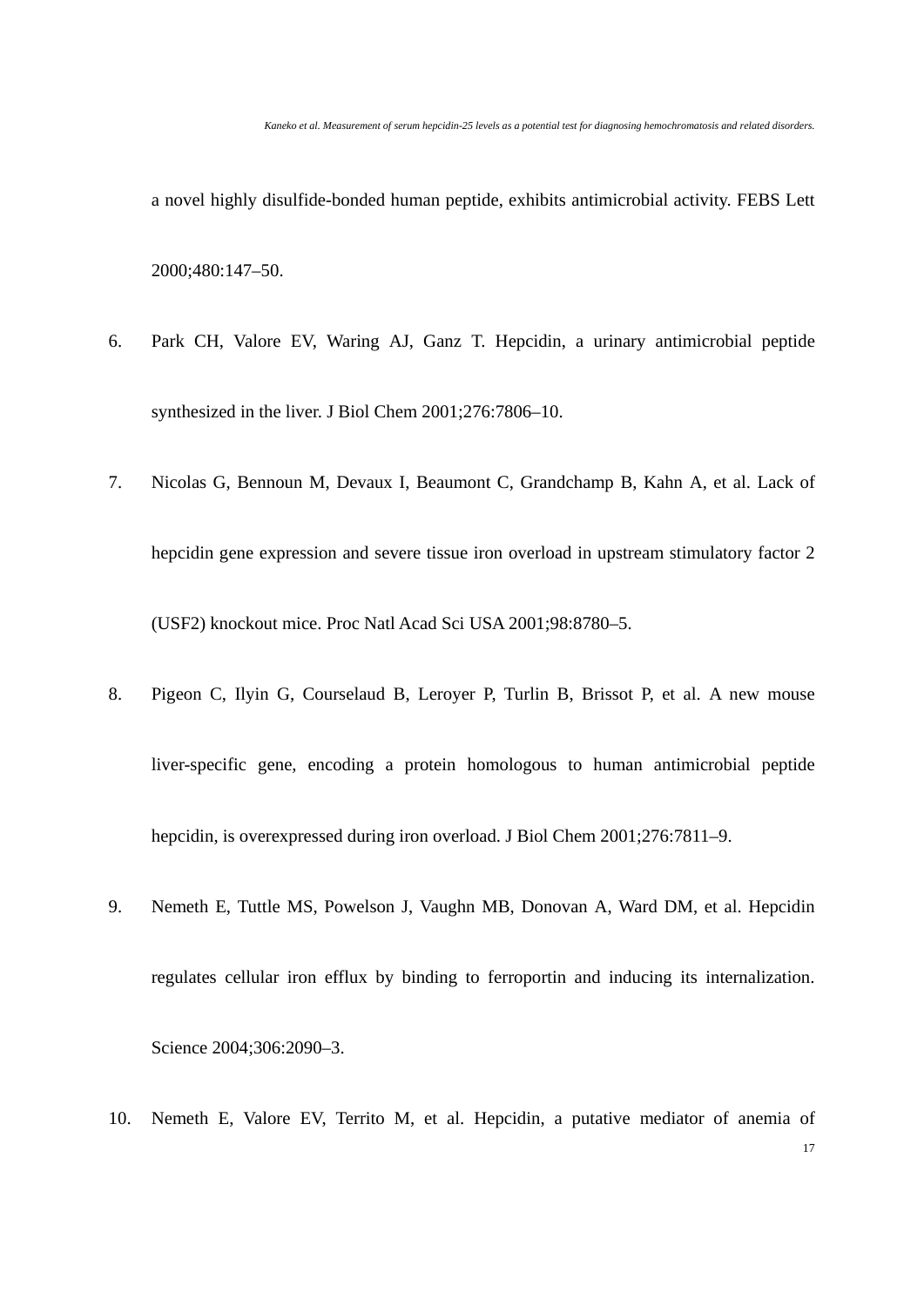a novel highly disulfide-bonded human peptide, exhibits antimicrobial activity. FEBS Lett 2000;480:147–50.

6. Park CH, Valore EV, Waring AJ, Ganz T. Hepcidin, a urinary antimicrobial peptide synthesized in the liver. J Biol Chem 2001;276:7806–10.

7. Nicolas G, Bennoun M, Devaux I, Beaumont C, Grandchamp B, Kahn A, et al. Lack of hepcidin gene expression and severe tissue iron overload in upstream stimulatory factor 2 (USF2) knockout mice. Proc Natl Acad Sci USA 2001;98:8780–5.

8. Pigeon C, Ilyin G, Courselaud B, Leroyer P, Turlin B, Brissot P, et al. A new mouse liver-specific gene, encoding a protein homologous to human antimicrobial peptide hepcidin, is overexpressed during iron overload. J Biol Chem 2001;276:7811–9.

9. Nemeth E, Tuttle MS, Powelson J, Vaughn MB, Donovan A, Ward DM, et al. Hepcidin regulates cellular iron efflux by binding to ferroportin and inducing its internalization. Science 2004;306:2090–3.

10. Nemeth E, Valore EV, Territo M, et al. Hepcidin, a putative mediator of anemia of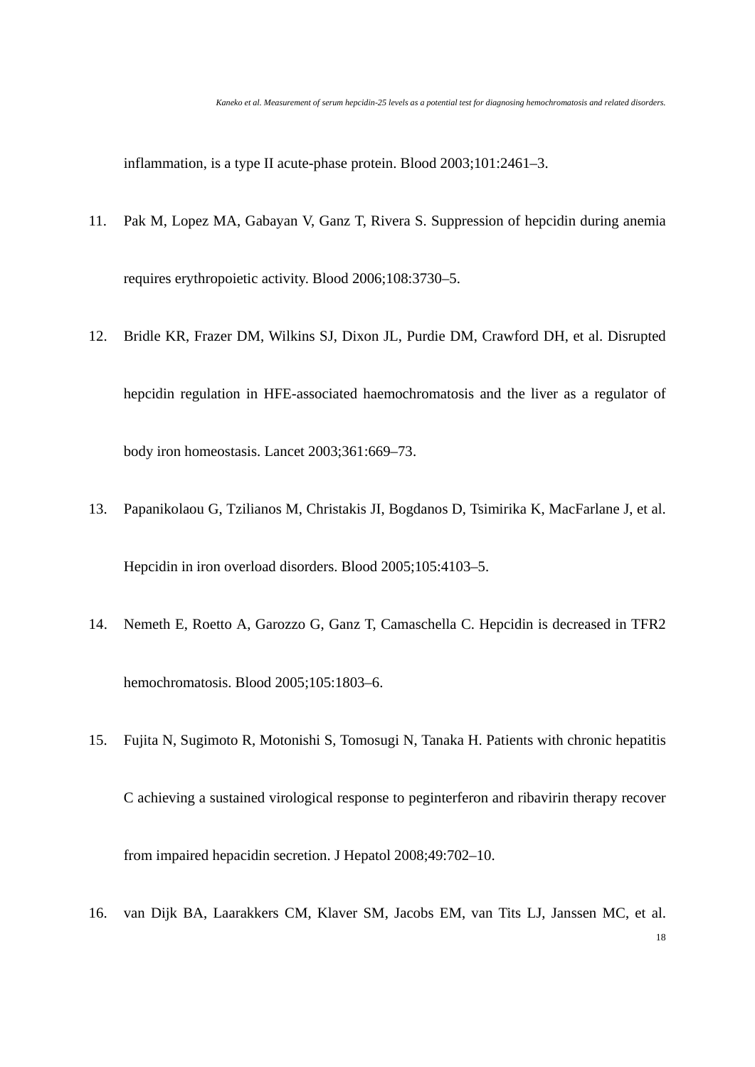inflammation, is a type II acute-phase protein. Blood 2003;101:2461–3.

11. Pak M, Lopez MA, Gabayan V, Ganz T, Rivera S. Suppression of hepcidin during anemia requires erythropoietic activity. Blood 2006;108:3730–5.

12. Bridle KR, Frazer DM, Wilkins SJ, Dixon JL, Purdie DM, Crawford DH, et al. Disrupted hepcidin regulation in HFE-associated haemochromatosis and the liver as a regulator of body iron homeostasis. Lancet 2003;361:669–73.

13. Papanikolaou G, Tzilianos M, Christakis JI, Bogdanos D, Tsimirika K, MacFarlane J, et al. Hepcidin in iron overload disorders. Blood 2005;105:4103–5.

14. Nemeth E, Roetto A, Garozzo G, Ganz T, Camaschella C. Hepcidin is decreased in TFR2 hemochromatosis. Blood 2005;105:1803–6.

15. Fujita N, Sugimoto R, Motonishi S, Tomosugi N, Tanaka H. Patients with chronic hepatitis C achieving a sustained virological response to peginterferon and ribavirin therapy recover from impaired hepacidin secretion. J Hepatol 2008;49:702–10.

16. van Dijk BA, Laarakkers CM, Klaver SM, Jacobs EM, van Tits LJ, Janssen MC, et al.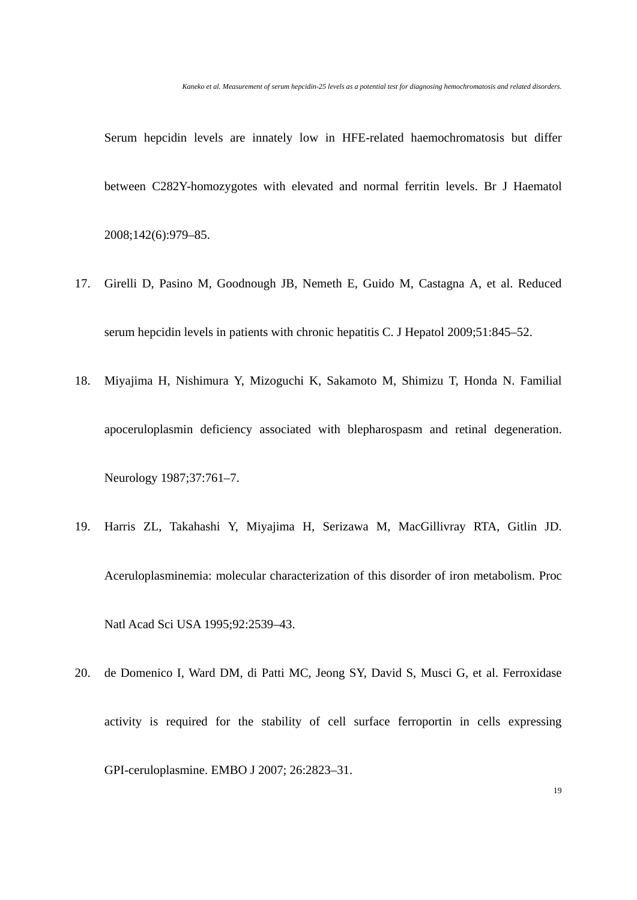Serum hepcidin levels are innately low in HFE-related haemochromatosis but differ between C282Y-homozygotes with elevated and normal ferritin levels. Br J Haematol 2008;142(6):979–85.

17. Girelli D, Pasino M, Goodnough JB, Nemeth E, Guido M, Castagna A, et al. Reduced serum hepcidin levels in patients with chronic hepatitis C. J Hepatol 2009;51:845–52.

18. Miyajima H, Nishimura Y, Mizoguchi K, Sakamoto M, Shimizu T, Honda N. Familial apoceruloplasmin deficiency associated with blepharospasm and retinal degeneration. Neurology 1987;37:761–7.

19. Harris ZL, Takahashi Y, Miyajima H, Serizawa M, MacGillivray RTA, Gitlin JD. Aceruloplasminemia: molecular characterization of this disorder of iron metabolism. Proc Natl Acad Sci USA 1995;92:2539–43.

20. de Domenico I, Ward DM, di Patti MC, Jeong SY, David S, Musci G, et al. Ferroxidase activity is required for the stability of cell surface ferroportin in cells expressing GPI-ceruloplasmine. EMBO J 2007; 26:2823–31.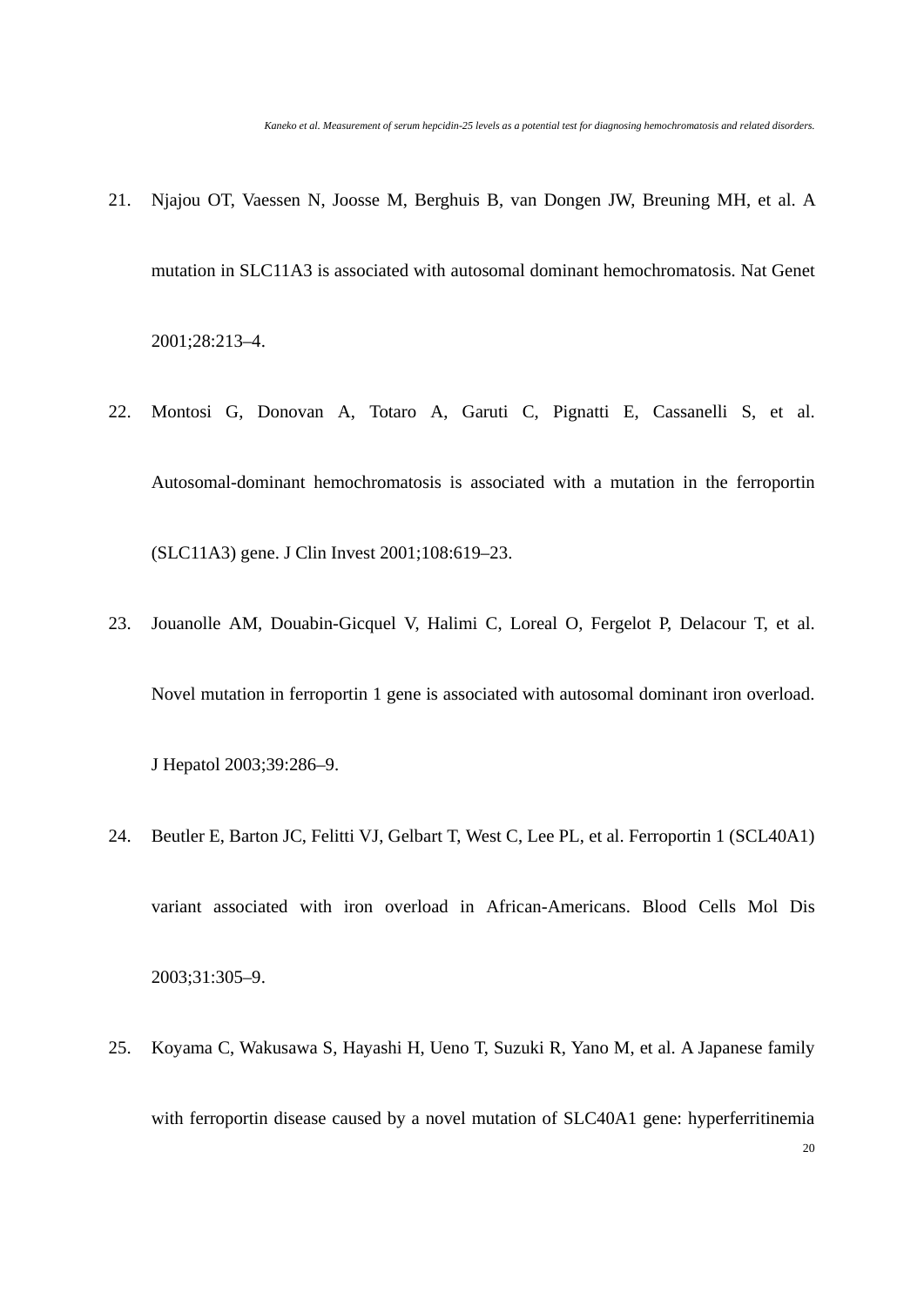21. Njajou OT, Vaessen N, Joosse M, Berghuis B, van Dongen JW, Breuning MH, et al. A mutation in SLC11A3 is associated with autosomal dominant hemochromatosis. Nat Genet 2001;28:213–4.

22. Montosi G, Donovan A, Totaro A, Garuti C, Pignatti E, Cassanelli S, et al. Autosomal-dominant hemochromatosis is associated with a mutation in the ferroportin (SLC11A3) gene. J Clin Invest 2001;108:619–23.

23. Jouanolle AM, Douabin-Gicquel V, Halimi C, Loreal O, Fergelot P, Delacour T, et al. Novel mutation in ferroportin 1 gene is associated with autosomal dominant iron overload. J Hepatol 2003;39:286–9.

24. Beutler E, Barton JC, Felitti VJ, Gelbart T, West C, Lee PL, et al. Ferroportin 1 (SCL40A1) variant associated with iron overload in African-Americans. Blood Cells Mol Dis 2003;31:305–9.

25. Koyama C, Wakusawa S, Hayashi H, Ueno T, Suzuki R, Yano M, et al. A Japanese family with ferroportin disease caused by a novel mutation of SLC40A1 gene: hyperferritinemia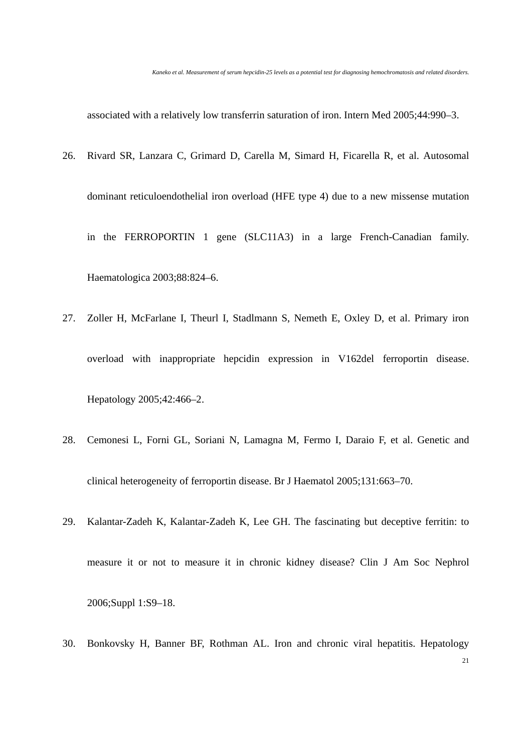associated with a relatively low transferrin saturation of iron. Intern Med 2005;44:990–3.

26. Rivard SR, Lanzara C, Grimard D, Carella M, Simard H, Ficarella R, et al. Autosomal dominant reticuloendothelial iron overload (HFE type 4) due to a new missense mutation in the FERROPORTIN 1 gene (SLC11A3) in a large French-Canadian family. Haematologica 2003;88:824–6.

27. Zoller H, McFarlane I, Theurl I, Stadlmann S, Nemeth E, Oxley D, et al. Primary iron overload with inappropriate hepcidin expression in V162del ferroportin disease. Hepatology 2005;42:466–2.

28. Cemonesi L, Forni GL, Soriani N, Lamagna M, Fermo I, Daraio F, et al. Genetic and clinical heterogeneity of ferroportin disease. Br J Haematol 2005;131:663–70.

29. Kalantar-Zadeh K, Kalantar-Zadeh K, Lee GH. The fascinating but deceptive ferritin: to measure it or not to measure it in chronic kidney disease? Clin J Am Soc Nephrol 2006;Suppl 1:S9–18.

30. Bonkovsky H, Banner BF, Rothman AL. Iron and chronic viral hepatitis. Hepatology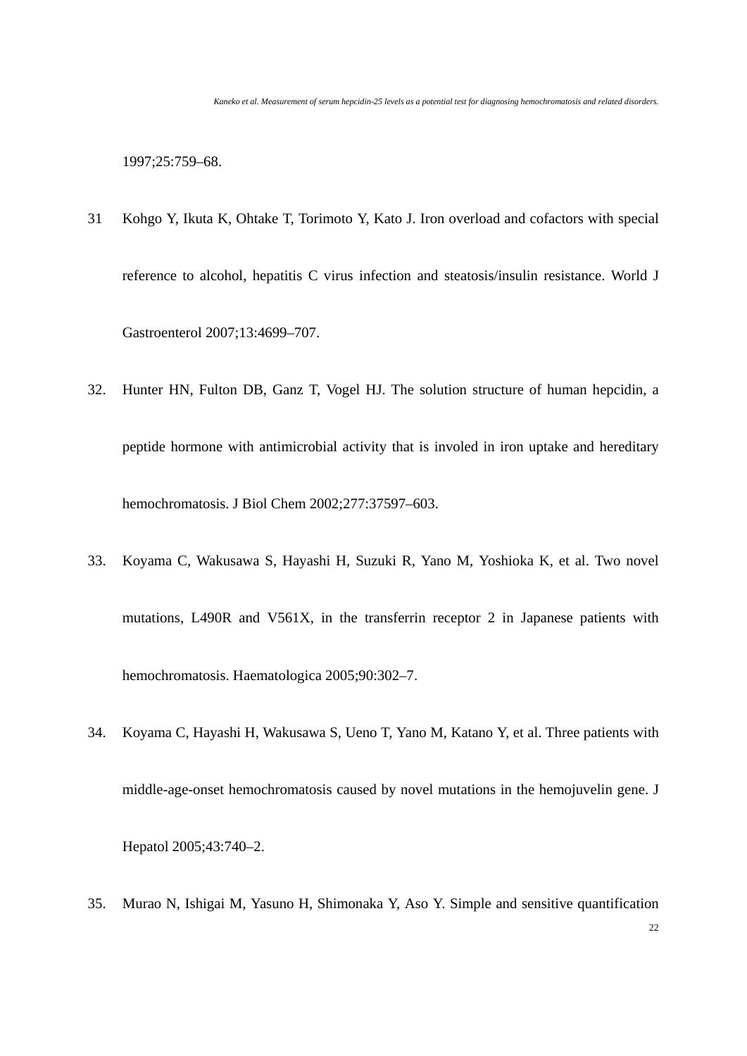1997;25:759–68.

31 Kohgo Y, Ikuta K, Ohtake T, Torimoto Y, Kato J. Iron overload and cofactors with special reference to alcohol, hepatitis C virus infection and steatosis/insulin resistance. World J Gastroenterol 2007;13:4699–707.

32. Hunter HN, Fulton DB, Ganz T, Vogel HJ. The solution structure of human hepcidin, a peptide hormone with antimicrobial activity that is involed in iron uptake and hereditary hemochromatosis. J Biol Chem 2002;277:37597–603.

33. Koyama C, Wakusawa S, Hayashi H, Suzuki R, Yano M, Yoshioka K, et al. Two novel mutations, L490R and V561X, in the transferrin receptor 2 in Japanese patients with hemochromatosis. Haematologica 2005;90:302–7.

34. Koyama C, Hayashi H, Wakusawa S, Ueno T, Yano M, Katano Y, et al. Three patients with middle-age-onset hemochromatosis caused by novel mutations in the hemojuvelin gene. J Hepatol 2005;43:740–2.

35. Murao N, Ishigai M, Yasuno H, Shimonaka Y, Aso Y. Simple and sensitive quantification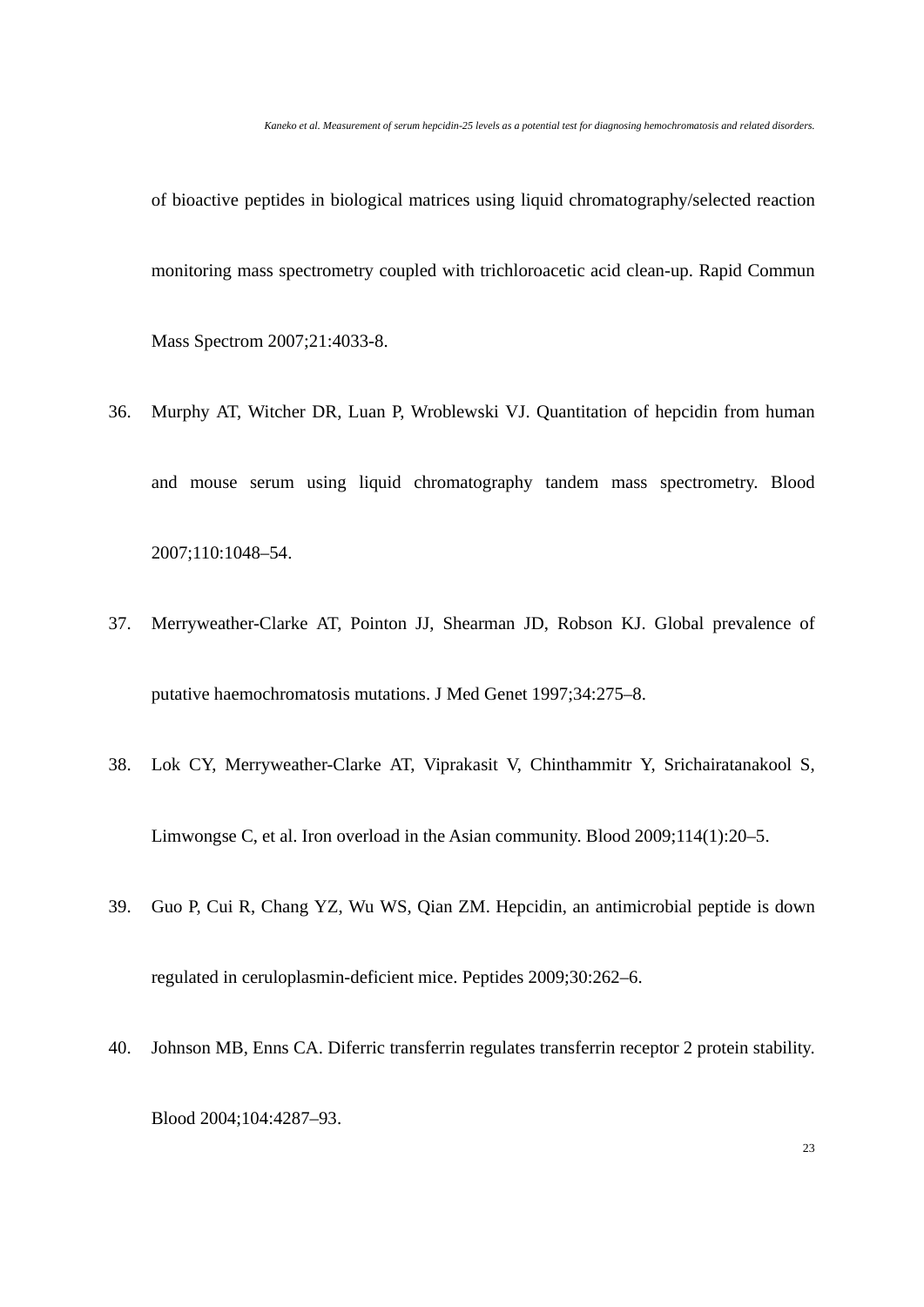of bioactive peptides in biological matrices using liquid chromatography/selected reaction monitoring mass spectrometry coupled with trichloroacetic acid clean-up. Rapid Commun Mass Spectrom 2007;21:4033-8.

36. Murphy AT, Witcher DR, Luan P, Wroblewski VJ. Quantitation of hepcidin from human and mouse serum using liquid chromatography tandem mass spectrometry. Blood 2007;110:1048–54.

37. Merryweather-Clarke AT, Pointon JJ, Shearman JD, Robson KJ. Global prevalence of putative haemochromatosis mutations. J Med Genet 1997;34:275–8.

38. Lok CY, Merryweather-Clarke AT, Viprakasit V, Chinthammitr Y, Srichairatanakool S, Limwongse C, et al. Iron overload in the Asian community. Blood 2009;114(1):20–5.

39. Guo P, Cui R, Chang YZ, Wu WS, Qian ZM. Hepcidin, an antimicrobial peptide is down regulated in ceruloplasmin-deficient mice. Peptides 2009;30:262–6.

40. Johnson MB, Enns CA. Diferric transferrin regulates transferrin receptor 2 protein stability. Blood 2004;104:4287–93.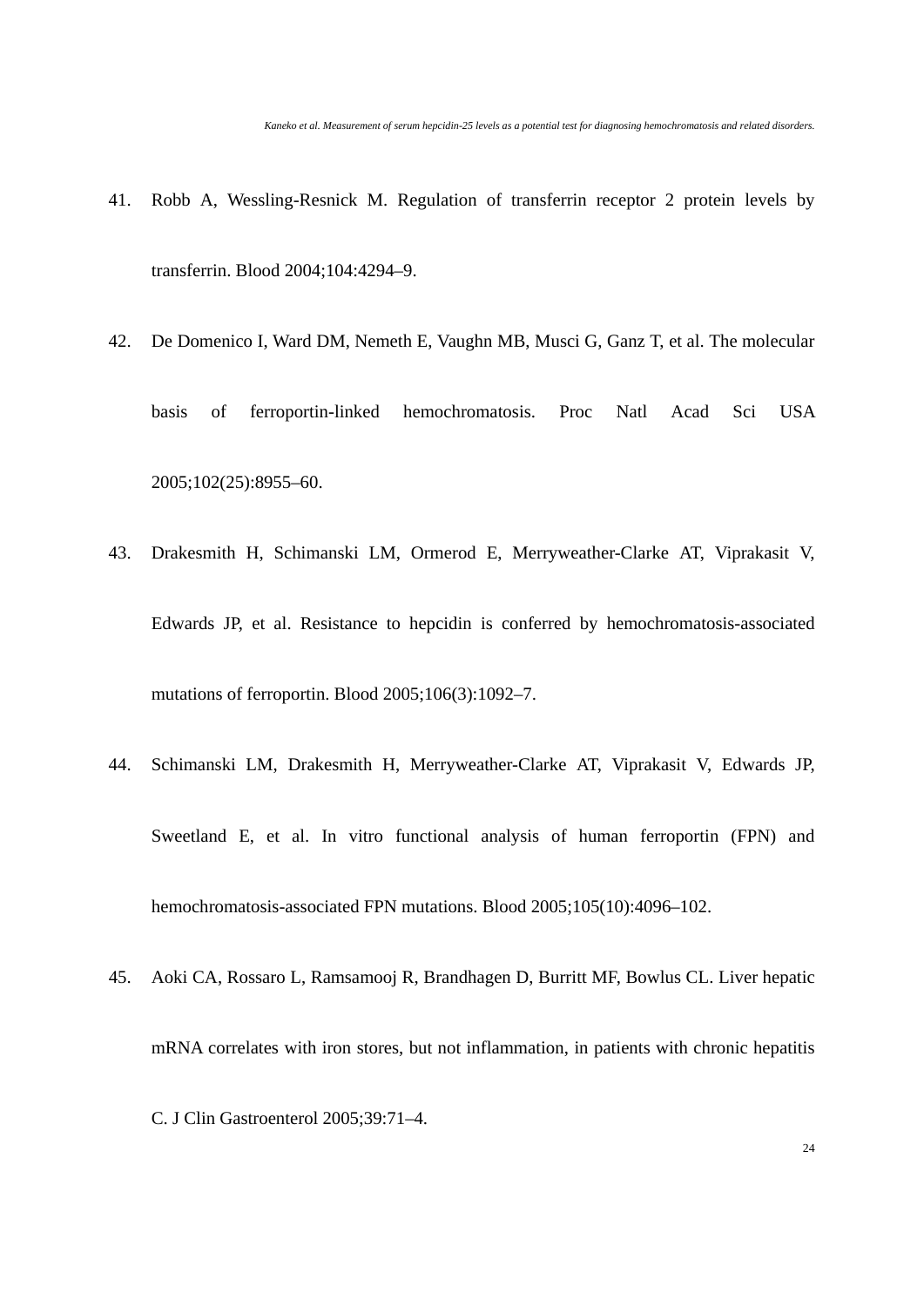41. Robb A, Wessling-Resnick M. Regulation of transferrin receptor 2 protein levels by transferrin. Blood 2004;104:4294–9.

42. De Domenico I, Ward DM, Nemeth E, Vaughn MB, Musci G, Ganz T, et al. The molecular basis of ferroportin-linked hemochromatosis. Proc Natl Acad Sci USA 2005;102(25):8955–60.

43. Drakesmith H, Schimanski LM, Ormerod E, Merryweather-Clarke AT, Viprakasit V, Edwards JP, et al. Resistance to hepcidin is conferred by hemochromatosis-associated mutations of ferroportin. Blood 2005;106(3):1092–7.

44. Schimanski LM, Drakesmith H, Merryweather-Clarke AT, Viprakasit V, Edwards JP, Sweetland E, et al. In vitro functional analysis of human ferroportin (FPN) and hemochromatosis-associated FPN mutations. Blood 2005;105(10):4096–102.

45. Aoki CA, Rossaro L, Ramsamooj R, Brandhagen D, Burritt MF, Bowlus CL. Liver hepatic mRNA correlates with iron stores, but not inflammation, in patients with chronic hepatitis C. J Clin Gastroenterol 2005;39:71–4.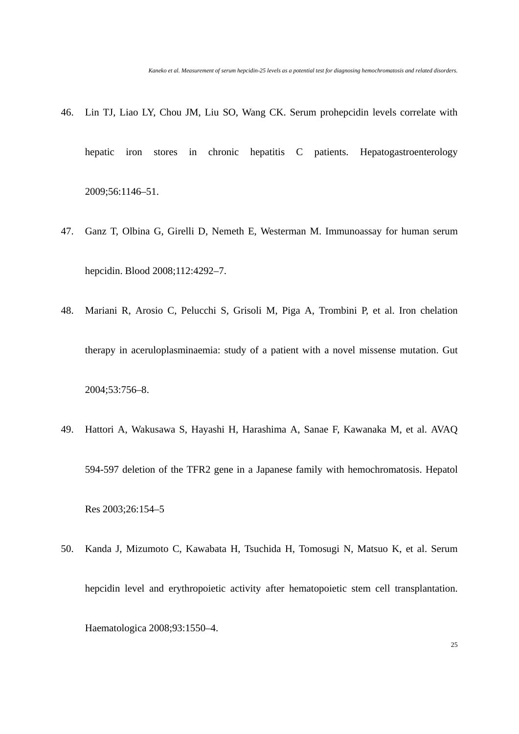46. Lin TJ, Liao LY, Chou JM, Liu SO, Wang CK. Serum prohepcidin levels correlate with hepatic iron stores in chronic hepatitis C patients. Hepatogastroenterology 2009;56:1146–51.

47. Ganz T, Olbina G, Girelli D, Nemeth E, Westerman M. Immunoassay for human serum hepcidin. Blood 2008;112:4292–7.

48. Mariani R, Arosio C, Pelucchi S, Grisoli M, Piga A, Trombini P, et al. Iron chelation therapy in aceruloplasminaemia: study of a patient with a novel missense mutation. Gut 2004;53:756–8.

49. Hattori A, Wakusawa S, Hayashi H, Harashima A, Sanae F, Kawanaka M, et al. AVAQ 594-597 deletion of the TFR2 gene in a Japanese family with hemochromatosis. Hepatol Res 2003;26:154–5

50. Kanda J, Mizumoto C, Kawabata H, Tsuchida H, Tomosugi N, Matsuo K, et al. Serum hepcidin level and erythropoietic activity after hematopoietic stem cell transplantation. Haematologica 2008;93:1550–4.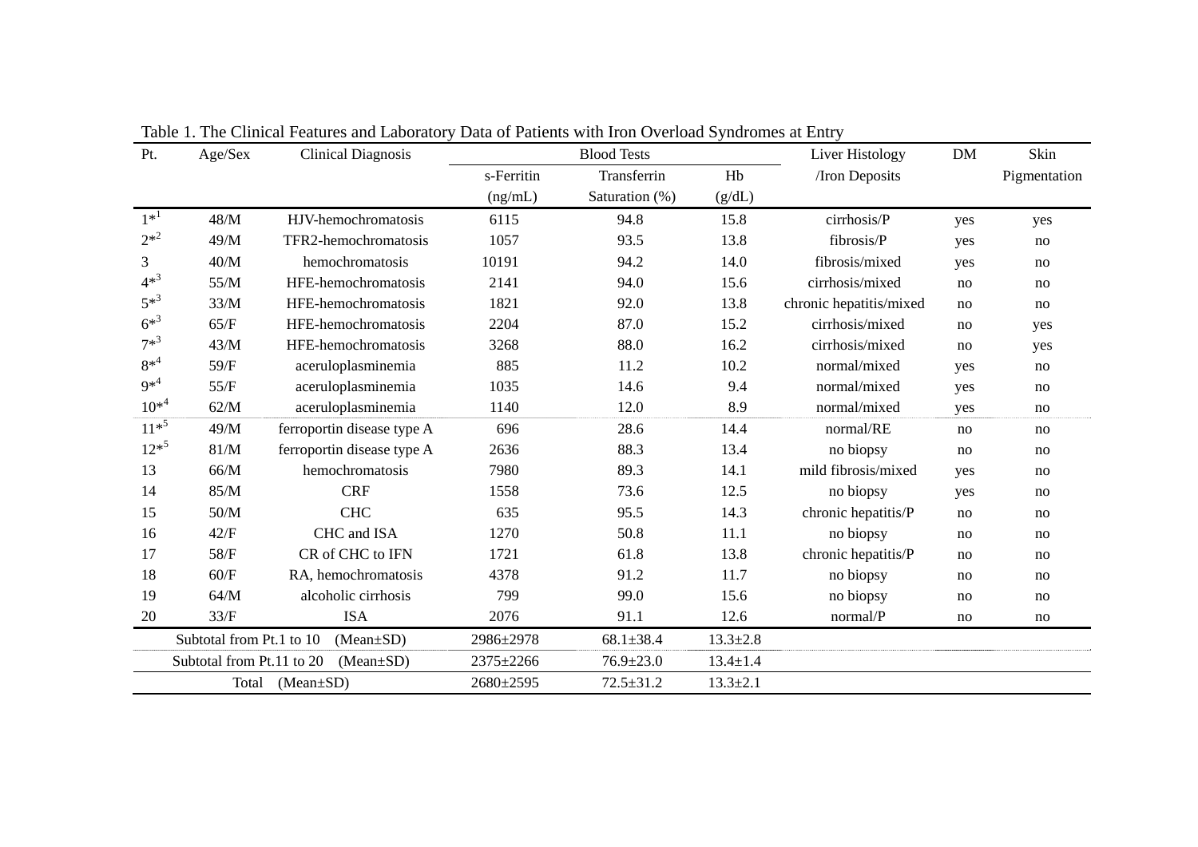Table 1. The Clinical Features and Laboratory Data of Patients with Iron Overload Syndromes at Entry

| Pt. | Age/Sex | Clinical Diagnosis | Blood Tests | | | Liver Histology | DM | Skin |
|---|---|---|---|---|---|---|---|---|
| | | | s-Ferritin (ng/mL) | Transferrin Saturation (%) | Hb (g/dL) | /Iron Deposits | | Pigmentation |
| 1*[1] | 48/M | HJV-hemochromatosis | 6115 | 94.8 | 15.8 | cirrhosis/P | yes | yes |
| 2*[2] | 49/M | TFR2-hemochromatosis | 1057 | 93.5 | 13.8 | fibrosis/P | yes | no |
| 3 | 40/M | hemochromatosis | 10191 | 94.2 | 14.0 | fibrosis/mixed | yes | no |
| 4*[3] | 55/M | HFE-hemochromatosis | 2141 | 94.0 | 15.6 | cirrhosis/mixed | no | no |
| 5*[3] | 33/M | HFE-hemochromatosis | 1821 | 92.0 | 13.8 | chronic hepatitis/mixed | no | no |
| 6*[3] | 65/F | HFE-hemochromatosis | 2204 | 87.0 | 15.2 | cirrhosis/mixed | no | yes |
| 7*[3] | 43/M | HFE-hemochromatosis | 3268 | 88.0 | 16.2 | cirrhosis/mixed | no | yes |
| 8*[4] | 59/F | aceruloplasminemia | 885 | 11.2 | 10.2 | normal/mixed | yes | no |
| 9*[4] | 55/F | aceruloplasminemia | 1035 | 14.6 | 9.4 | normal/mixed | yes | no |
| 10*[4] | 62/M | aceruloplasminemia | 1140 | 12.0 | 8.9 | normal/mixed | yes | no |
| 11*[5] | 49/M | ferroportin disease type A | 696 | 28.6 | 14.4 | normal/RE | no | no |
| 12*[5] | 81/M | ferroportin disease type A | 2636 | 88.3 | 13.4 | no biopsy | no | no |
| 13 | 66/M | hemochromatosis | 7980 | 89.3 | 14.1 | mild fibrosis/mixed | yes | no |
| 14 | 85/M | CRF | 1558 | 73.6 | 12.5 | no biopsy | yes | no |
| 15 | 50/M | CHC | 635 | 95.5 | 14.3 | chronic hepatitis/P | no | no |
| 16 | 42/F | CHC and ISA | 1270 | 50.8 | 11.1 | no biopsy | no | no |
| 17 | 58/F | CR of CHC to IFN | 1721 | 61.8 | 13.8 | chronic hepatitis/P | no | no |
| 18 | 60/F | RA, hemochromatosis | 4378 | 91.2 | 11.7 | no biopsy | no | no |
| 19 | 64/M | alcoholic cirrhosis | 799 | 99.0 | 15.6 | no biopsy | no | no |
| 20 | 33/F | ISA | 2076 | 91.1 | 12.6 | normal/P | no | no |
| Subtotal from Pt.1 to 10 (Mean±SD) | | | 2986±2978 | 68.1±38.4 | 13.3±2.8 | | | |
| Subtotal from Pt.11 to 20 (Mean±SD) | | | 2375±2266 | 76.9±23.0 | 13.4±1.4 | | | |
| Total (Mean±SD) | | | 2680±2595 | 72.5±31.2 | 13.3±2.1 | | | |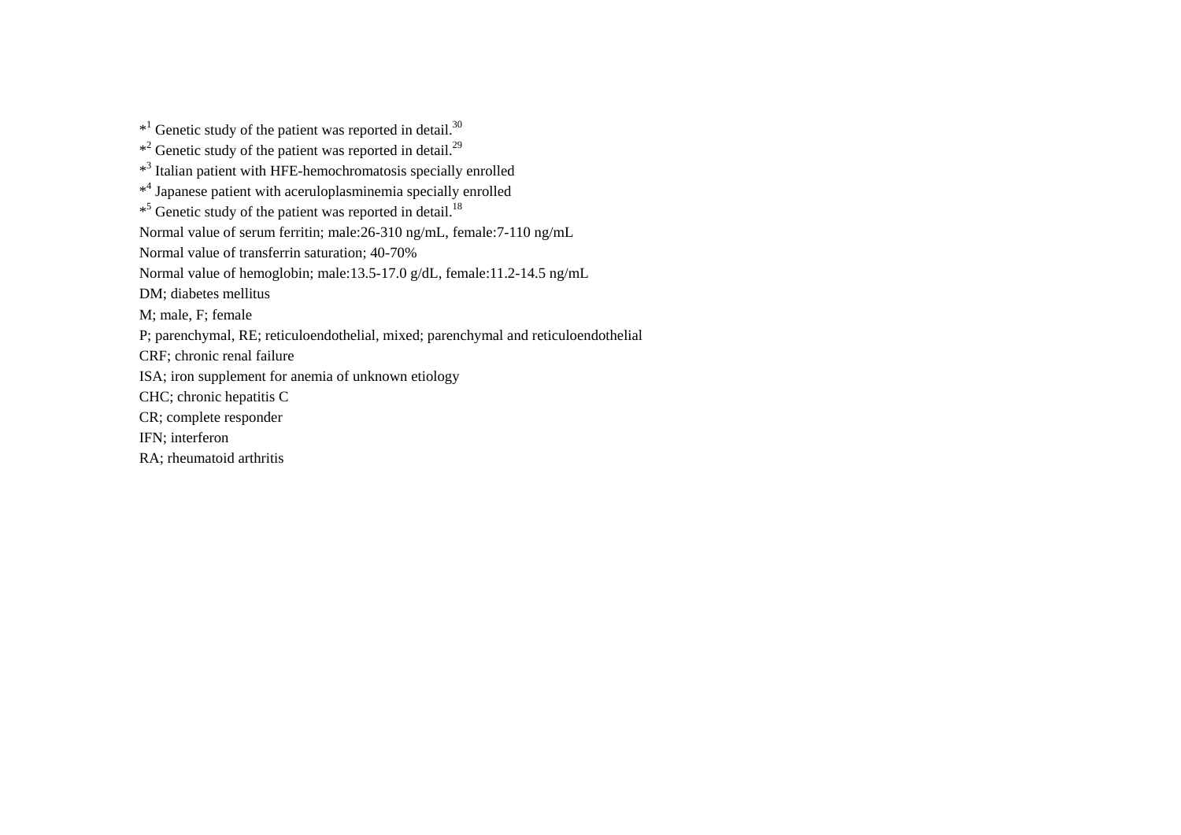*[1] Genetic study of the patient was reported in detail.[30]

*[2] Genetic study of the patient was reported in detail.[29]

*[3] Italian patient with HFE-hemochromatosis specially enrolled

*[4] Japanese patient with aceruloplasminemia specially enrolled

*[5] Genetic study of the patient was reported in detail.[18]

Normal value of serum ferritin; male:26-310 ng/mL, female:7-110 ng/mL

Normal value of transferrin saturation; 40-70%

Normal value of hemoglobin; male:13.5-17.0 g/dL, female:11.2-14.5 ng/mL

DM; diabetes mellitus

M; male, F; female

P; parenchymal, RE; reticuloendothelial, mixed; parenchymal and reticuloendothelial

CRF; chronic renal failure

ISA; iron supplement for anemia of unknown etiology

CHC; chronic hepatitis C

CR; complete responder

IFN; interferon

RA; rheumatoid arthritis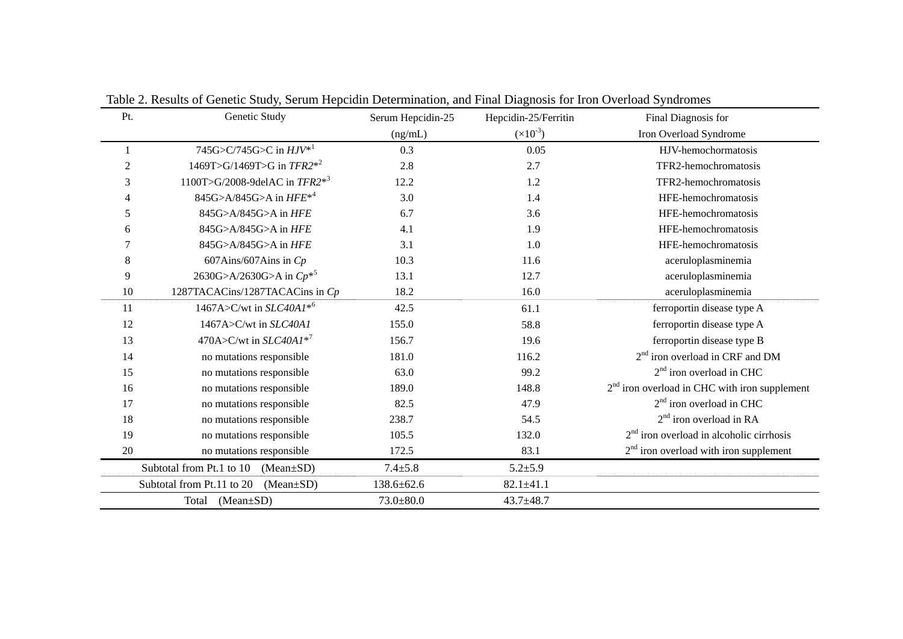Table 2. Results of Genetic Study, Serum Hepcidin Determination, and Final Diagnosis for Iron Overload Syndromes

| Pt. | Genetic Study | Serum Hepcidin-25 (ng/mL) | Hepcidin-25/Ferritin ($\times 10^{-3}$) | Final Diagnosis for Iron Overload Syndrome |
|---|---|---|---|---|
| 1 | 745G>C/745G>C in *HJV*\*[1] | 0.3 | 0.05 | HJV-hemochormatosis |
| 2 | 1469T>G/1469T>G in *TFR2*\*[2] | 2.8 | 2.7 | TFR2-hemochromatosis |
| 3 | 1100T>G/2008-9delAC in *TFR2*\*[3] | 12.2 | 1.2 | TFR2-hemochromatosis |
| 4 | 845G>A/845G>A in *HFE*\*[4] | 3.0 | 1.4 | HFE-hemochromatosis |
| 5 | 845G>A/845G>A in *HFE* | 6.7 | 3.6 | HFE-hemochromatosis |
| 6 | 845G>A/845G>A in *HFE* | 4.1 | 1.9 | HFE-hemochromatosis |
| 7 | 845G>A/845G>A in *HFE* | 3.1 | 1.0 | HFE-hemochromatosis |
| 8 | 607Ains/607Ains in *Cp* | 10.3 | 11.6 | aceruloplasminemia |
| 9 | 2630G>A/2630G>A in *Cp*\*[5] | 13.1 | 12.7 | aceruloplasminemia |
| 10 | 1287TACACins/1287TACACins in *Cp* | 18.2 | 16.0 | aceruloplasminemia |
| 11 | 1467A>C/wt in *SLC40A1*\*[6] | 42.5 | 61.1 | ferroportin disease type A |
| 12 | 1467A>C/wt in *SLC40A1* | 155.0 | 58.8 | ferroportin disease type A |
| 13 | 470A>C/wt in *SLC40A1*\*[7] | 156.7 | 19.6 | ferroportin disease type B |
| 14 | no mutations responsible | 181.0 | 116.2 | 2nd iron overload in CRF and DM |
| 15 | no mutations responsible | 63.0 | 99.2 | 2nd iron overload in CHC |
| 16 | no mutations responsible | 189.0 | 148.8 | 2nd iron overload in CHC with iron supplement |
| 17 | no mutations responsible | 82.5 | 47.9 | 2nd iron overload in CHC |
| 18 | no mutations responsible | 238.7 | 54.5 | 2nd iron overload in RA |
| 19 | no mutations responsible | 105.5 | 132.0 | 2nd iron overload in alcoholic cirrhosis |
| 20 | no mutations responsible | 172.5 | 83.1 | 2nd iron overload with iron supplement |
| Subtotal from Pt.1 to 10 (Mean±SD) | | 7.4±5.8 | 5.2±5.9 | |
| Subtotal from Pt.11 to 20 (Mean±SD) | | 138.6±62.6 | 82.1±41.1 | |
| Total (Mean±SD) | | 73.0±80.0 | 43.7±48.7 | |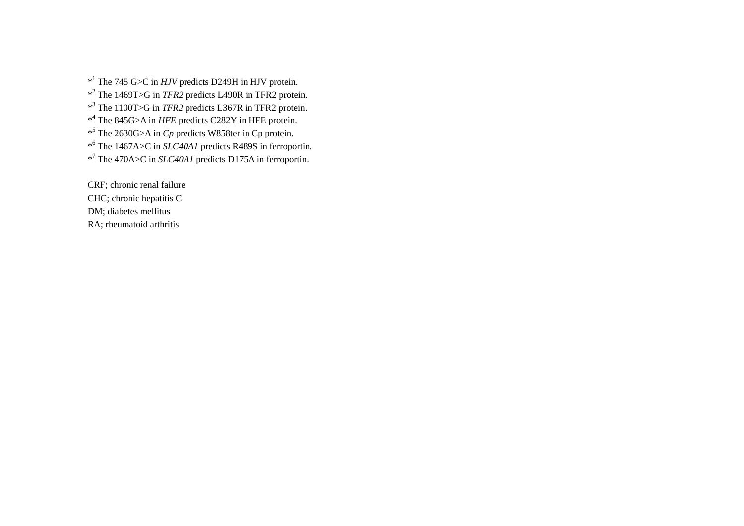*[1] The 745 G>C in *HJV* predicts D249H in HJV protein.
*[2] The 1469T>G in *TFR2* predicts L490R in TFR2 protein.
*[3] The 1100T>G in *TFR2* predicts L367R in TFR2 protein.
*[4] The 845G>A in *HFE* predicts C282Y in HFE protein.
*[5] The 2630G>A in *Cp* predicts W858ter in Cp protein.
*[6] The 1467A>C in *SLC40A1* predicts R489S in ferroportin.
*[7] The 470A>C in *SLC40A1* predicts D175A in ferroportin.

CRF; chronic renal failure
CHC; chronic hepatitis C
DM; diabetes mellitus
RA; rheumatoid arthritis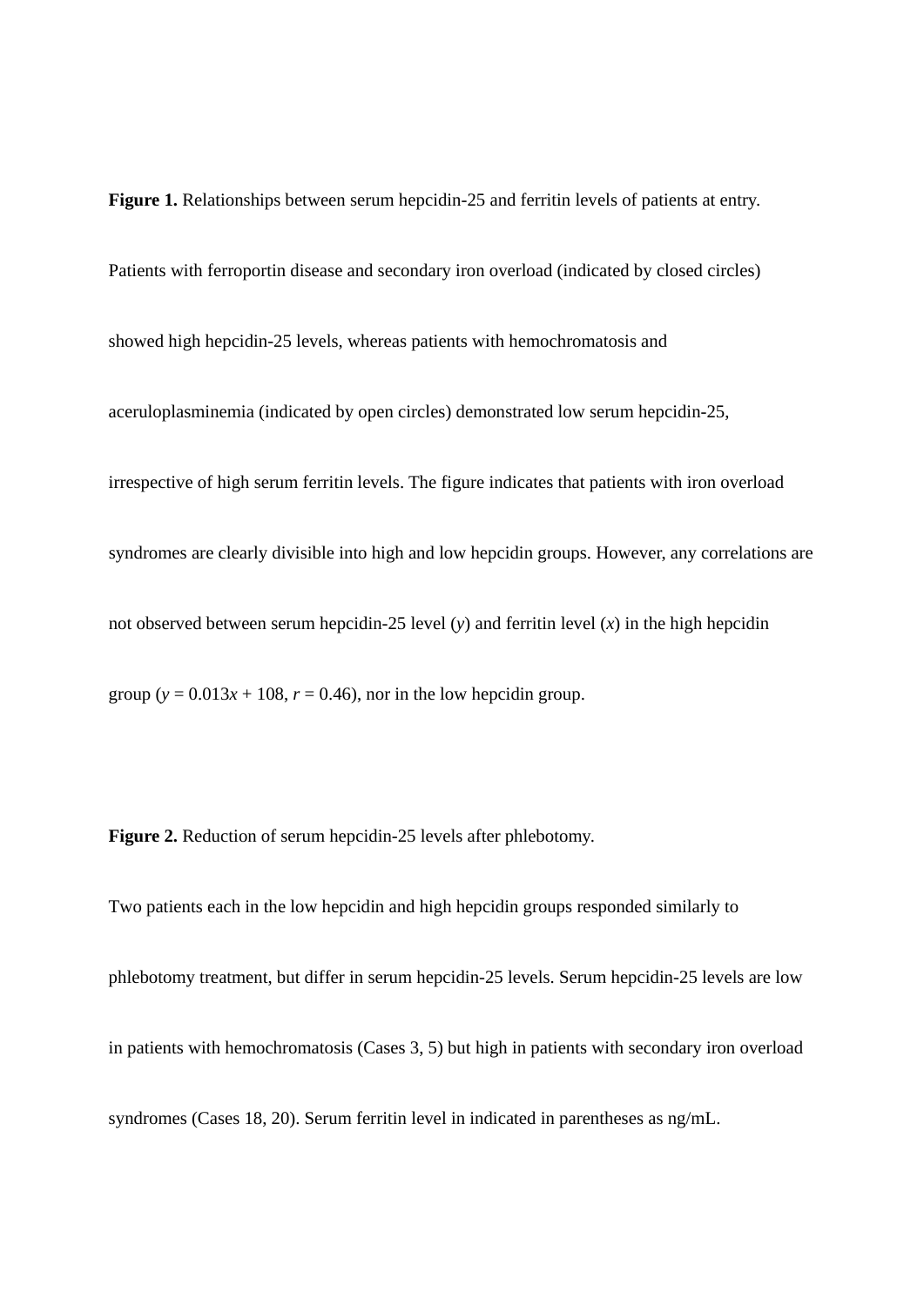**Figure 1.** Relationships between serum hepcidin-25 and ferritin levels of patients at entry.

Patients with ferroportin disease and secondary iron overload (indicated by closed circles) showed high hepcidin-25 levels, whereas patients with hemochromatosis and aceruloplasminemia (indicated by open circles) demonstrated low serum hepcidin-25, irrespective of high serum ferritin levels. The figure indicates that patients with iron overload syndromes are clearly divisible into high and low hepcidin groups. However, any correlations are not observed between serum hepcidin-25 level ($y$) and ferritin level ($x$) in the high hepcidin group ($y = 0.013x + 108$, $r = 0.46$), nor in the low hepcidin group.

**Figure 2.** Reduction of serum hepcidin-25 levels after phlebotomy.

Two patients each in the low hepcidin and high hepcidin groups responded similarly to phlebotomy treatment, but differ in serum hepcidin-25 levels. Serum hepcidin-25 levels are low in patients with hemochromatosis (Cases 3, 5) but high in patients with secondary iron overload syndromes (Cases 18, 20). Serum ferritin level in indicated in parentheses as ng/mL.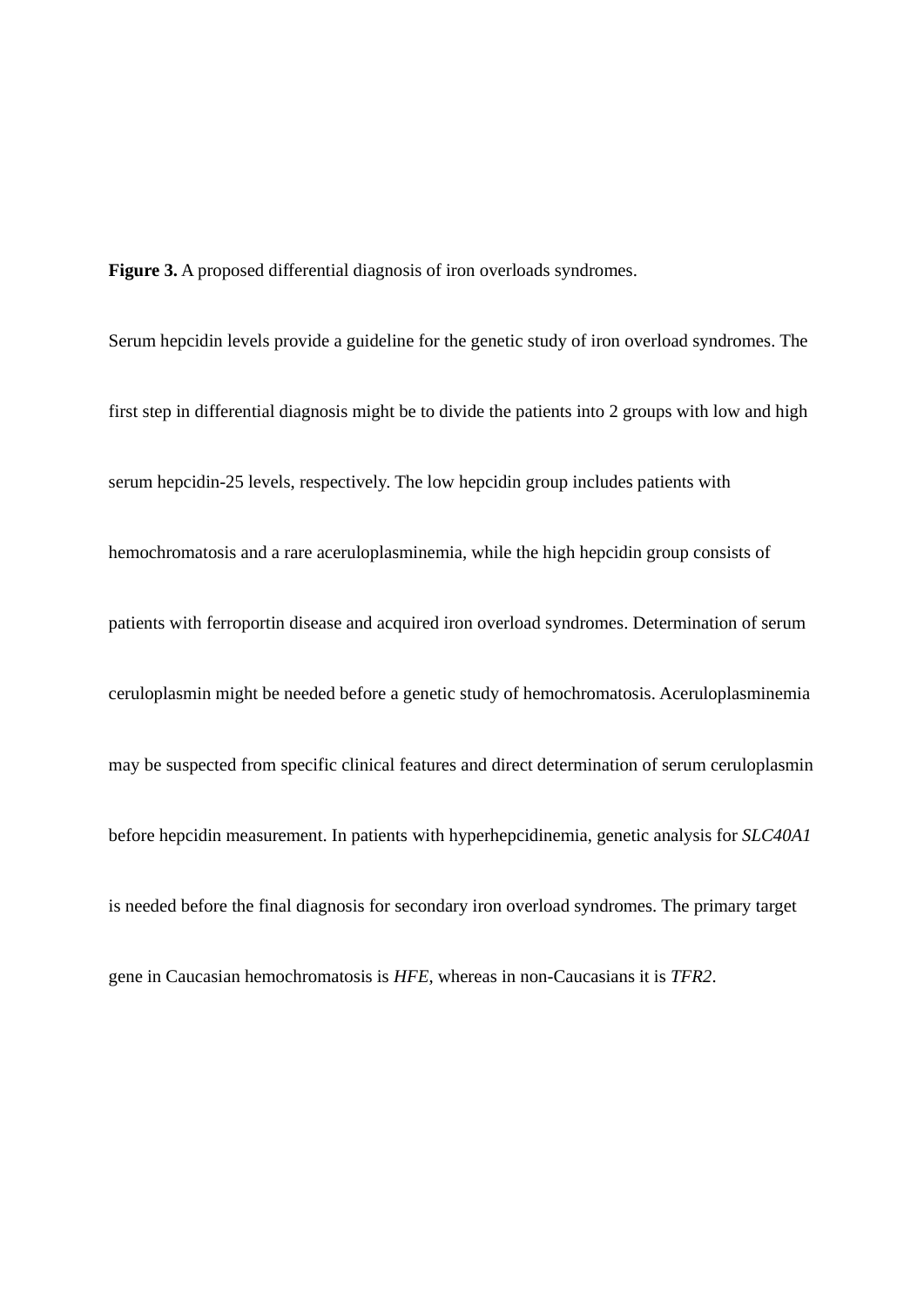**Figure 3.** A proposed differential diagnosis of iron overloads syndromes.

Serum hepcidin levels provide a guideline for the genetic study of iron overload syndromes. The first step in differential diagnosis might be to divide the patients into 2 groups with low and high serum hepcidin-25 levels, respectively. The low hepcidin group includes patients with hemochromatosis and a rare aceruloplasminemia, while the high hepcidin group consists of patients with ferroportin disease and acquired iron overload syndromes. Determination of serum ceruloplasmin might be needed before a genetic study of hemochromatosis. Aceruloplasminemia may be suspected from specific clinical features and direct determination of serum ceruloplasmin before hepcidin measurement. In patients with hyperhepcidinemia, genetic analysis for *SLC40A1* is needed before the final diagnosis for secondary iron overload syndromes. The primary target gene in Caucasian hemochromatosis is *HFE*, whereas in non-Caucasians it is *TFR2*.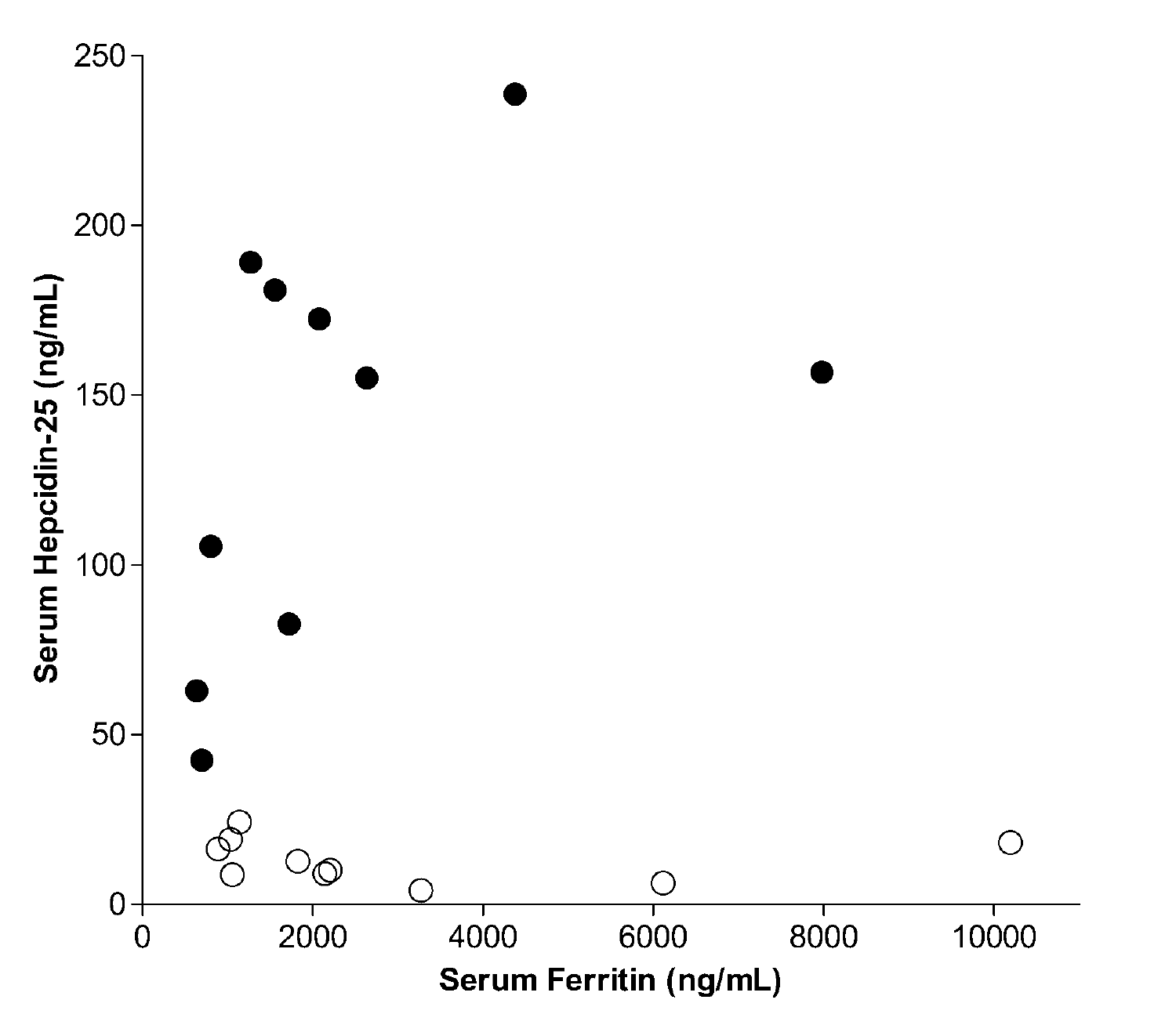Serum Hepcidin-25 (ng/mL)

Serum Ferritin (ng/mL)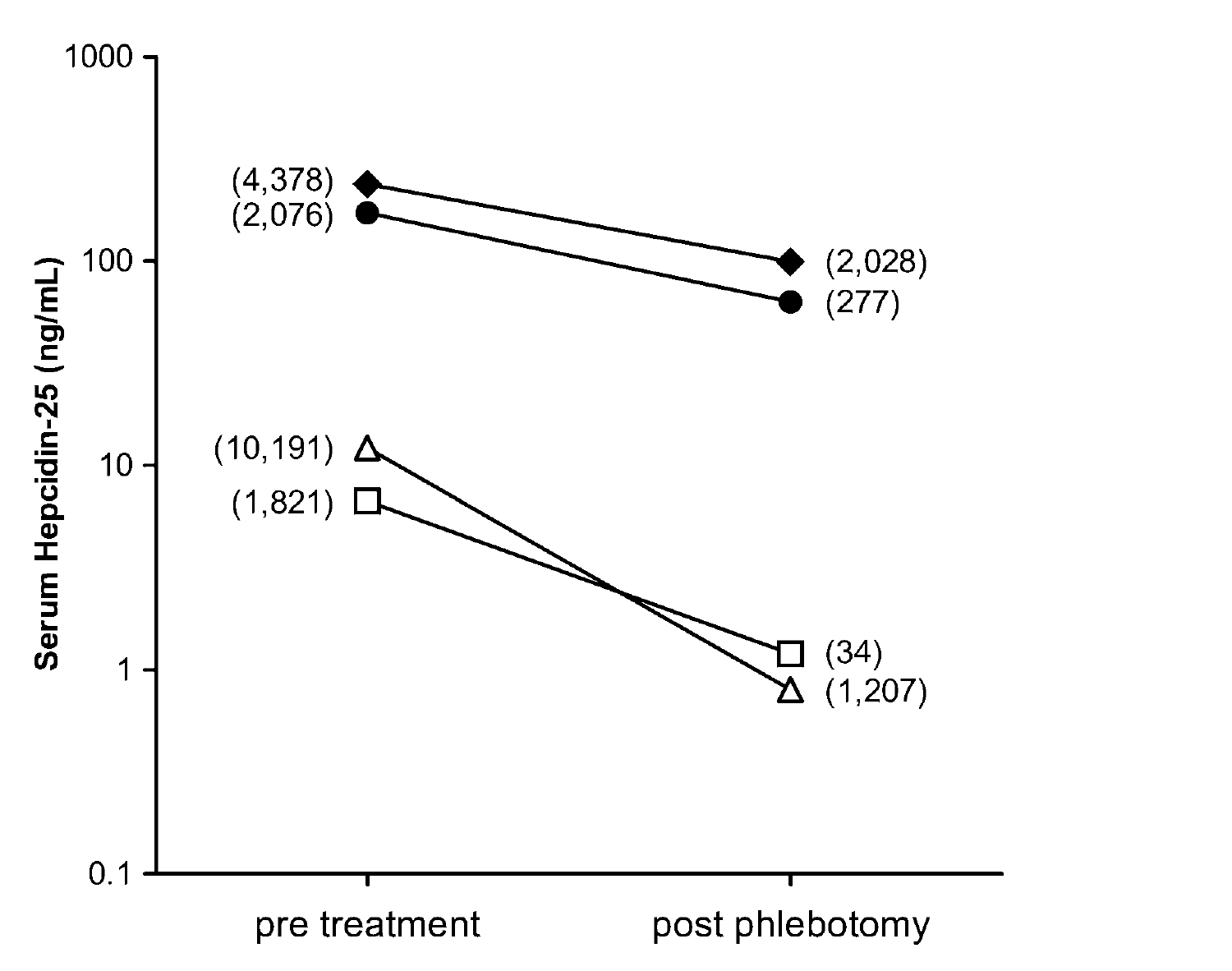Serum Hepcidin-25 (ng/mL)

1000

100

10

1

0.1

(4,378)

(2,076)

(10,191)

(1,821)

(2,028)

(277)

(34)

(1,207)

pre treatment

post phlebotomy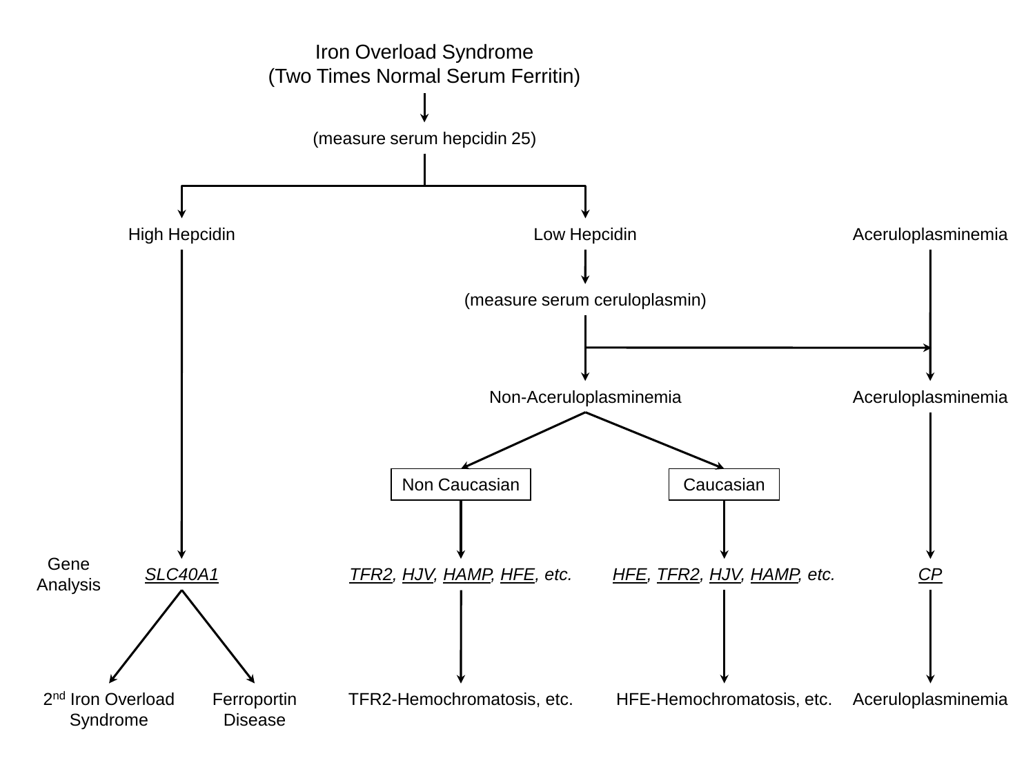Iron Overload Syndrome
(Two Times Normal Serum Ferritin)

(measure serum hepcidin 25)

High Hepcidin

Low Hepcidin

Aceruloplasminemia

(measure serum ceruloplasmin)

Non-Aceruloplasminemia

Aceruloplasminemia

Non Caucasian

Caucasian

Gene Analysis

*SLC40A1*

*TFR2*, *HJV*, *HAMP*, *HFE*, *etc.*

*HFE*, *TFR2*, *HJV*, *HAMP*, *etc.*

*CP*

2nd Iron Overload Syndrome

Ferroportin Disease

TFR2-Hemochromatosis, etc.

HFE-Hemochromatosis, etc.

Aceruloplasminemia